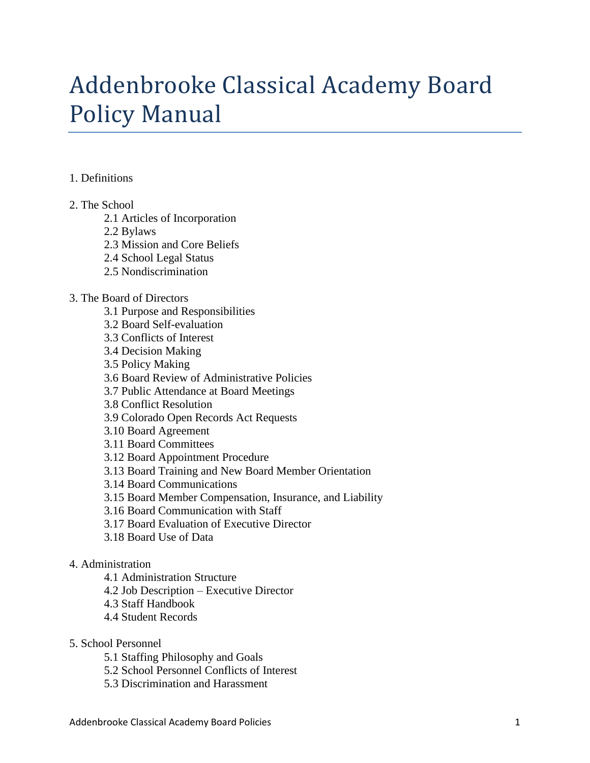# Addenbrooke Classical Academy Board Policy Manual

1. Definitions

2. The School
    - 2.1 Articles of Incorporation
    - 2.2 Bylaws
    - 2.3 Mission and Core Beliefs
    - 2.4 School Legal Status
    - 2.5 Nondiscrimination

3. The Board of Directors
    - 3.1 Purpose and Responsibilities
    - 3.2 Board Self-evaluation
    - 3.3 Conflicts of Interest
    - 3.4 Decision Making
    - 3.5 Policy Making
    - 3.6 Board Review of Administrative Policies
    - 3.7 Public Attendance at Board Meetings
    - 3.8 Conflict Resolution
    - 3.9 Colorado Open Records Act Requests
    - 3.10 Board Agreement
    - 3.11 Board Committees
    - 3.12 Board Appointment Procedure
    - 3.13 Board Training and New Board Member Orientation
    - 3.14 Board Communications
    - 3.15 Board Member Compensation, Insurance, and Liability
    - 3.16 Board Communication with Staff
    - 3.17 Board Evaluation of Executive Director
    - 3.18 Board Use of Data

4. Administration
    - 4.1 Administration Structure
    - 4.2 Job Description – Executive Director
    - 4.3 Staff Handbook
    - 4.4 Student Records

5. School Personnel
    - 5.1 Staffing Philosophy and Goals
    - 5.2 School Personnel Conflicts of Interest
    - 5.3 Discrimination and Harassment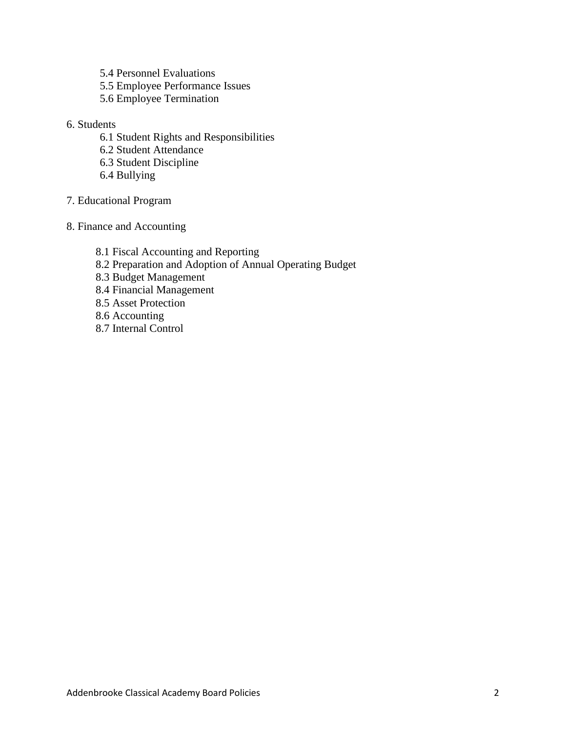- 5.4 Personnel Evaluations
- 5.5 Employee Performance Issues
- 5.6 Employee Termination

6. Students
   - 6.1 Student Rights and Responsibilities
   - 6.2 Student Attendance
   - 6.3 Student Discipline
   - 6.4 Bullying

7. Educational Program

8. Finance and Accounting
   - 8.1 Fiscal Accounting and Reporting
   - 8.2 Preparation and Adoption of Annual Operating Budget
   - 8.3 Budget Management
   - 8.4 Financial Management
   - 8.5 Asset Protection
   - 8.6 Accounting
   - 8.7 Internal Control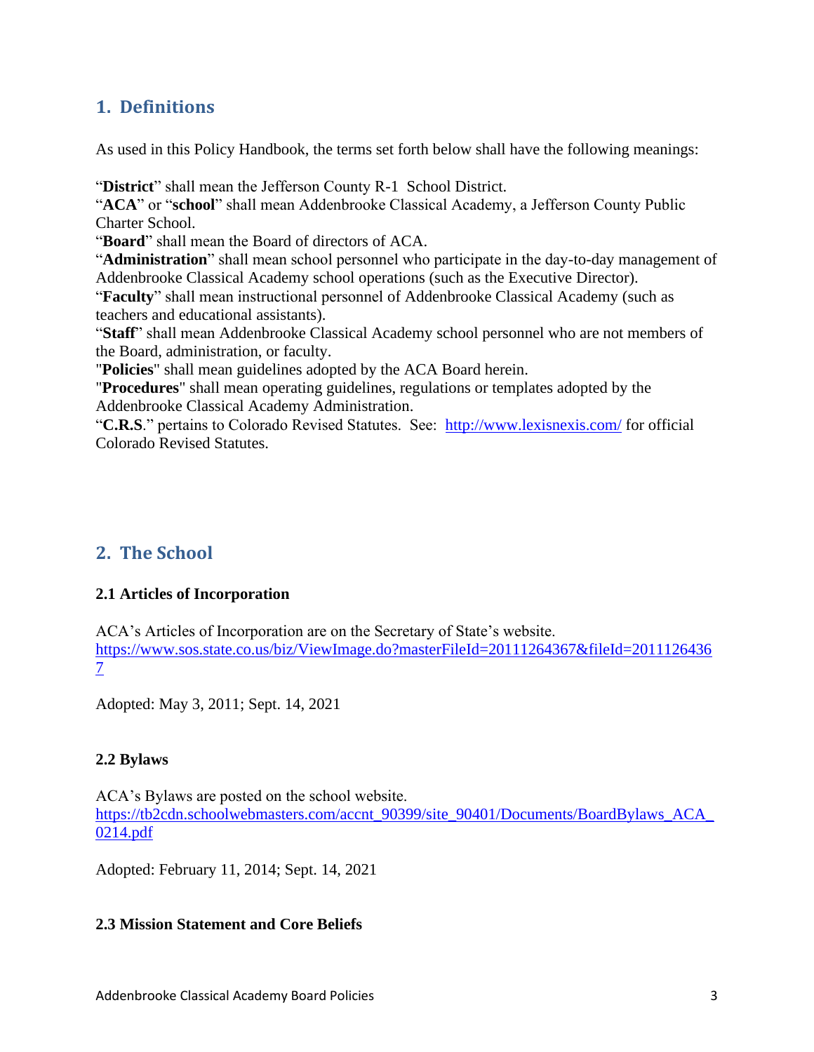## 1. Definitions

As used in this Policy Handbook, the terms set forth below shall have the following meanings:

"**District**" shall mean the Jefferson County R-1 School District.
"**ACA**" or "**school**" shall mean Addenbrooke Classical Academy, a Jefferson County Public Charter School.
"**Board**" shall mean the Board of directors of ACA.
"**Administration**" shall mean school personnel who participate in the day-to-day management of Addenbrooke Classical Academy school operations (such as the Executive Director).
"**Faculty**" shall mean instructional personnel of Addenbrooke Classical Academy (such as teachers and educational assistants).
"**Staff**" shall mean Addenbrooke Classical Academy school personnel who are not members of the Board, administration, or faculty.
"**Policies**" shall mean guidelines adopted by the ACA Board herein.
"**Procedures**" shall mean operating guidelines, regulations or templates adopted by the Addenbrooke Classical Academy Administration.
"**C.R.S**." pertains to Colorado Revised Statutes. See: http://www.lexisnexis.com/ for official Colorado Revised Statutes.

## 2. The School

### 2.1 Articles of Incorporation

ACA's Articles of Incorporation are on the Secretary of State's website.
https://www.sos.state.co.us/biz/ViewImage.do?masterFileId=20111264367&fileId=20111264367

Adopted: May 3, 2011; Sept. 14, 2021

### 2.2 Bylaws

ACA's Bylaws are posted on the school website.
https://tb2cdn.schoolwebmasters.com/accnt_90399/site_90401/Documents/BoardBylaws_ACA_0214.pdf

Adopted: February 11, 2014; Sept. 14, 2021

### 2.3 Mission Statement and Core Beliefs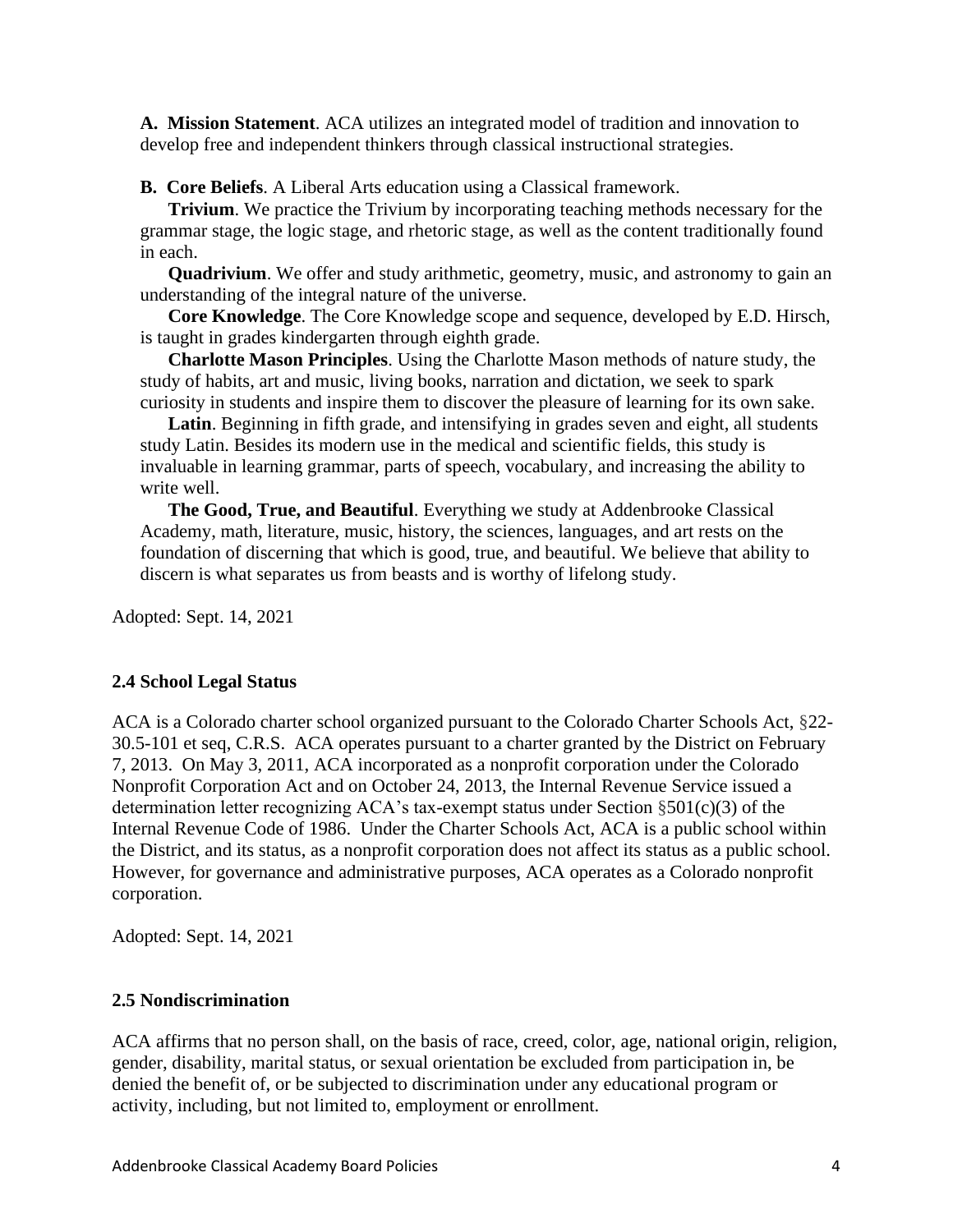**A. Mission Statement**. ACA utilizes an integrated model of tradition and innovation to develop free and independent thinkers through classical instructional strategies.

**B. Core Beliefs**. A Liberal Arts education using a Classical framework.

**Trivium**. We practice the Trivium by incorporating teaching methods necessary for the grammar stage, the logic stage, and rhetoric stage, as well as the content traditionally found in each.

**Quadrivium**. We offer and study arithmetic, geometry, music, and astronomy to gain an understanding of the integral nature of the universe.

**Core Knowledge**. The Core Knowledge scope and sequence, developed by E.D. Hirsch, is taught in grades kindergarten through eighth grade.

**Charlotte Mason Principles**. Using the Charlotte Mason methods of nature study, the study of habits, art and music, living books, narration and dictation, we seek to spark curiosity in students and inspire them to discover the pleasure of learning for its own sake.

**Latin**. Beginning in fifth grade, and intensifying in grades seven and eight, all students study Latin. Besides its modern use in the medical and scientific fields, this study is invaluable in learning grammar, parts of speech, vocabulary, and increasing the ability to write well.

**The Good, True, and Beautiful**. Everything we study at Addenbrooke Classical Academy, math, literature, music, history, the sciences, languages, and art rests on the foundation of discerning that which is good, true, and beautiful. We believe that ability to discern is what separates us from beasts and is worthy of lifelong study.

Adopted: Sept. 14, 2021

### 2.4 School Legal Status

ACA is a Colorado charter school organized pursuant to the Colorado Charter Schools Act, §22-30.5-101 et seq, C.R.S. ACA operates pursuant to a charter granted by the District on February 7, 2013. On May 3, 2011, ACA incorporated as a nonprofit corporation under the Colorado Nonprofit Corporation Act and on October 24, 2013, the Internal Revenue Service issued a determination letter recognizing ACA's tax-exempt status under Section §501(c)(3) of the Internal Revenue Code of 1986. Under the Charter Schools Act, ACA is a public school within the District, and its status, as a nonprofit corporation does not affect its status as a public school. However, for governance and administrative purposes, ACA operates as a Colorado nonprofit corporation.

Adopted: Sept. 14, 2021

### 2.5 Nondiscrimination

ACA affirms that no person shall, on the basis of race, creed, color, age, national origin, religion, gender, disability, marital status, or sexual orientation be excluded from participation in, be denied the benefit of, or be subjected to discrimination under any educational program or activity, including, but not limited to, employment or enrollment.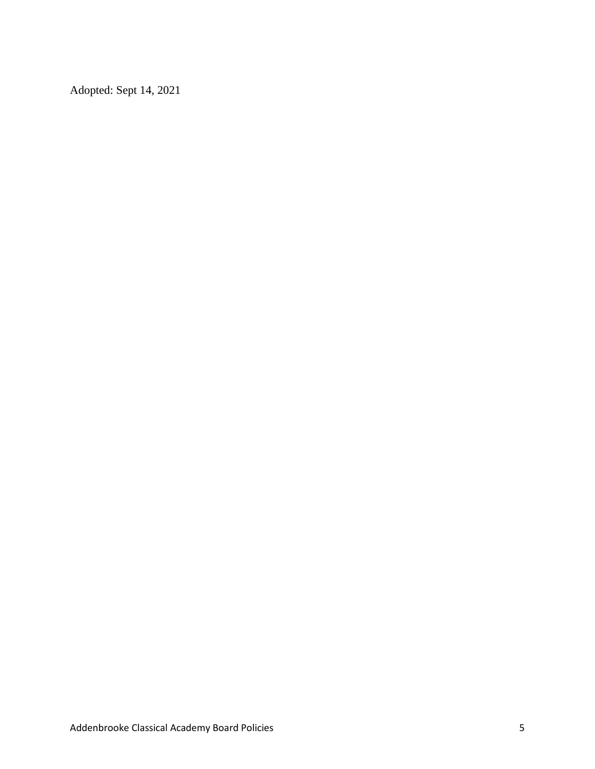Adopted: Sept 14, 2021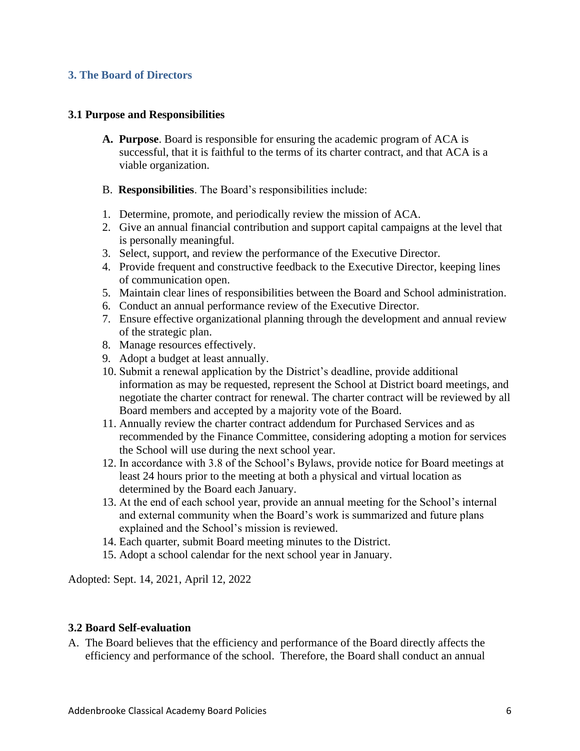## 3. The Board of Directors

### 3.1 Purpose and Responsibilities

**A. Purpose**. Board is responsible for ensuring the academic program of ACA is successful, that it is faithful to the terms of its charter contract, and that ACA is a viable organization.

B. **Responsibilities**. The Board's responsibilities include:

1. Determine, promote, and periodically review the mission of ACA.
2. Give an annual financial contribution and support capital campaigns at the level that is personally meaningful.
3. Select, support, and review the performance of the Executive Director.
4. Provide frequent and constructive feedback to the Executive Director, keeping lines of communication open.
5. Maintain clear lines of responsibilities between the Board and School administration.
6. Conduct an annual performance review of the Executive Director.
7. Ensure effective organizational planning through the development and annual review of the strategic plan.
8. Manage resources effectively.
9. Adopt a budget at least annually.
10. Submit a renewal application by the District's deadline, provide additional information as may be requested, represent the School at District board meetings, and negotiate the charter contract for renewal. The charter contract will be reviewed by all Board members and accepted by a majority vote of the Board.
11. Annually review the charter contract addendum for Purchased Services and as recommended by the Finance Committee, considering adopting a motion for services the School will use during the next school year.
12. In accordance with 3.8 of the School's Bylaws, provide notice for Board meetings at least 24 hours prior to the meeting at both a physical and virtual location as determined by the Board each January.
13. At the end of each school year, provide an annual meeting for the School's internal and external community when the Board's work is summarized and future plans explained and the School's mission is reviewed.
14. Each quarter, submit Board meeting minutes to the District.
15. Adopt a school calendar for the next school year in January.

Adopted: Sept. 14, 2021, April 12, 2022

### 3.2 Board Self-evaluation

A. The Board believes that the efficiency and performance of the Board directly affects the efficiency and performance of the school. Therefore, the Board shall conduct an annual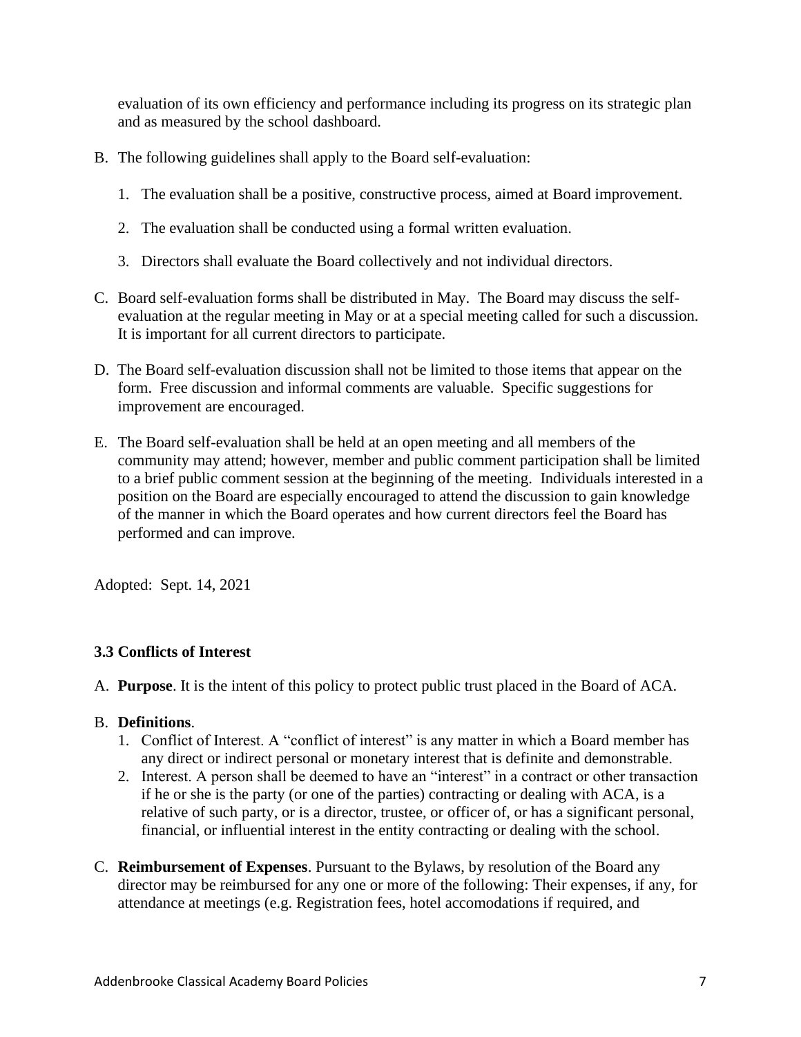evaluation of its own efficiency and performance including its progress on its strategic plan and as measured by the school dashboard.

B. The following guidelines shall apply to the Board self-evaluation:

   1. The evaluation shall be a positive, constructive process, aimed at Board improvement.

   2. The evaluation shall be conducted using a formal written evaluation.

   3. Directors shall evaluate the Board collectively and not individual directors.

C. Board self-evaluation forms shall be distributed in May. The Board may discuss the self-evaluation at the regular meeting in May or at a special meeting called for such a discussion. It is important for all current directors to participate.

D. The Board self-evaluation discussion shall not be limited to those items that appear on the form. Free discussion and informal comments are valuable. Specific suggestions for improvement are encouraged.

E. The Board self-evaluation shall be held at an open meeting and all members of the community may attend; however, member and public comment participation shall be limited to a brief public comment session at the beginning of the meeting. Individuals interested in a position on the Board are especially encouraged to attend the discussion to gain knowledge of the manner in which the Board operates and how current directors feel the Board has performed and can improve.

Adopted: Sept. 14, 2021

### 3.3 Conflicts of Interest

A. **Purpose**. It is the intent of this policy to protect public trust placed in the Board of ACA.

B. **Definitions**.
   1. Conflict of Interest. A "conflict of interest" is any matter in which a Board member has any direct or indirect personal or monetary interest that is definite and demonstrable.
   2. Interest. A person shall be deemed to have an "interest" in a contract or other transaction if he or she is the party (or one of the parties) contracting or dealing with ACA, is a relative of such party, or is a director, trustee, or officer of, or has a significant personal, financial, or influential interest in the entity contracting or dealing with the school.

C. **Reimbursement of Expenses**. Pursuant to the Bylaws, by resolution of the Board any director may be reimbursed for any one or more of the following: Their expenses, if any, for attendance at meetings (e.g. Registration fees, hotel accomodations if required, and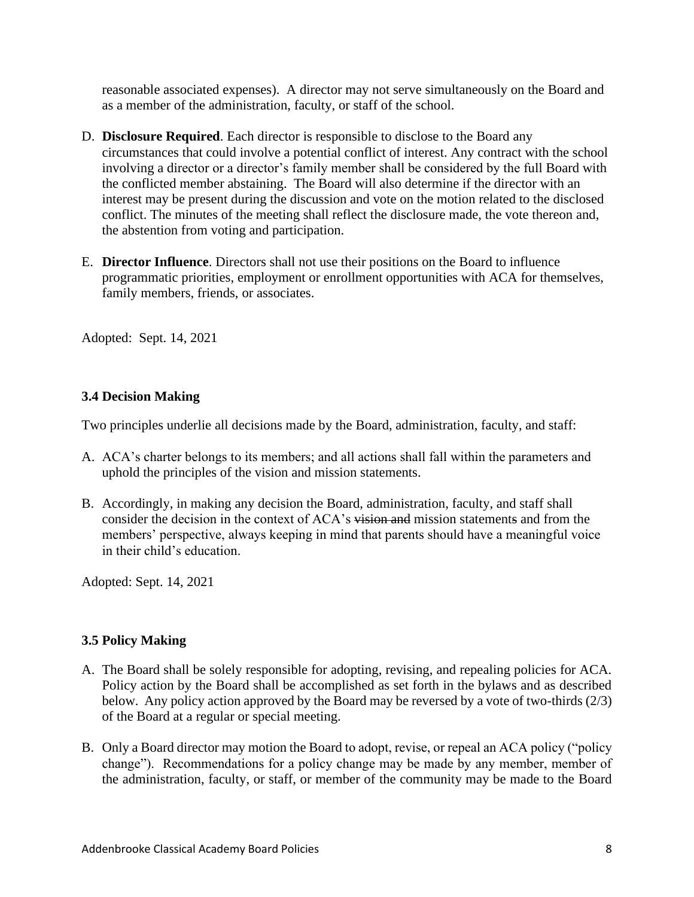reasonable associated expenses). A director may not serve simultaneously on the Board and as a member of the administration, faculty, or staff of the school.

D. **Disclosure Required**. Each director is responsible to disclose to the Board any circumstances that could involve a potential conflict of interest. Any contract with the school involving a director or a director's family member shall be considered by the full Board with the conflicted member abstaining. The Board will also determine if the director with an interest may be present during the discussion and vote on the motion related to the disclosed conflict. The minutes of the meeting shall reflect the disclosure made, the vote thereon and, the abstention from voting and participation.

E. **Director Influence**. Directors shall not use their positions on the Board to influence programmatic priorities, employment or enrollment opportunities with ACA for themselves, family members, friends, or associates.

Adopted: Sept. 14, 2021

### 3.4 Decision Making

Two principles underlie all decisions made by the Board, administration, faculty, and staff:

A. ACA's charter belongs to its members; and all actions shall fall within the parameters and uphold the principles of the vision and mission statements.

B. Accordingly, in making any decision the Board, administration, faculty, and staff shall consider the decision in the context of ACA's ~~vision and~~ mission statement~~s~~ and from the members' perspective, always keeping in mind that parents should have a meaningful voice in their child's education.

Adopted: Sept. 14, 2021

### 3.5 Policy Making

A. The Board shall be solely responsible for adopting, revising, and repealing policies for ACA. Policy action by the Board shall be accomplished as set forth in the bylaws and as described below. Any policy action approved by the Board may be reversed by a vote of two-thirds (2/3) of the Board at a regular or special meeting.

B. Only a Board director may motion the Board to adopt, revise, or repeal an ACA policy ("policy change"). Recommendations for a policy change may be made by any member, member of the administration, faculty, or staff, or member of the community may be made to the Board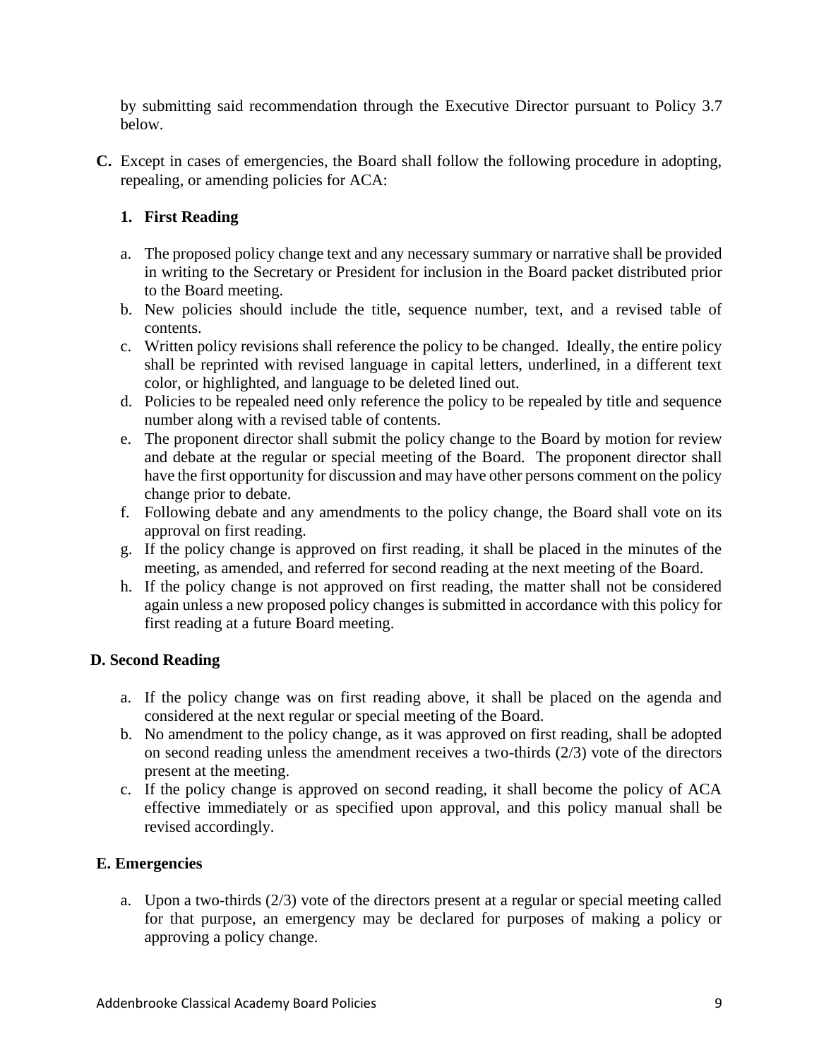by submitting said recommendation through the Executive Director pursuant to Policy 3.7 below.

**C.** Except in cases of emergencies, the Board shall follow the following procedure in adopting, repealing, or amending policies for ACA:

**1. First Reading**

a. The proposed policy change text and any necessary summary or narrative shall be provided in writing to the Secretary or President for inclusion in the Board packet distributed prior to the Board meeting.
b. New policies should include the title, sequence number, text, and a revised table of contents.
c. Written policy revisions shall reference the policy to be changed. Ideally, the entire policy shall be reprinted with revised language in capital letters, underlined, in a different text color, or highlighted, and language to be deleted lined out.
d. Policies to be repealed need only reference the policy to be repealed by title and sequence number along with a revised table of contents.
e. The proponent director shall submit the policy change to the Board by motion for review and debate at the regular or special meeting of the Board. The proponent director shall have the first opportunity for discussion and may have other persons comment on the policy change prior to debate.
f. Following debate and any amendments to the policy change, the Board shall vote on its approval on first reading.
g. If the policy change is approved on first reading, it shall be placed in the minutes of the meeting, as amended, and referred for second reading at the next meeting of the Board.
h. If the policy change is not approved on first reading, the matter shall not be considered again unless a new proposed policy changes is submitted in accordance with this policy for first reading at a future Board meeting.

**D. Second Reading**

a. If the policy change was on first reading above, it shall be placed on the agenda and considered at the next regular or special meeting of the Board.
b. No amendment to the policy change, as it was approved on first reading, shall be adopted on second reading unless the amendment receives a two-thirds (2/3) vote of the directors present at the meeting.
c. If the policy change is approved on second reading, it shall become the policy of ACA effective immediately or as specified upon approval, and this policy manual shall be revised accordingly.

**E. Emergencies**

a. Upon a two-thirds (2/3) vote of the directors present at a regular or special meeting called for that purpose, an emergency may be declared for purposes of making a policy or approving a policy change.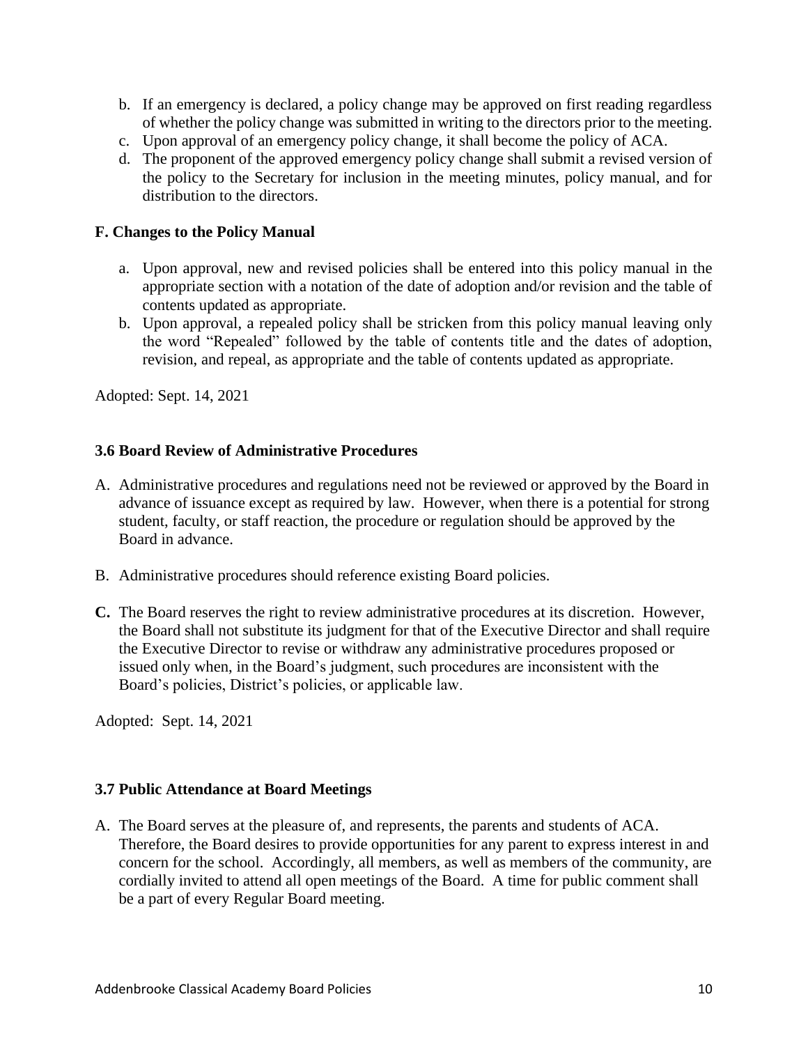b. If an emergency is declared, a policy change may be approved on first reading regardless of whether the policy change was submitted in writing to the directors prior to the meeting.
c. Upon approval of an emergency policy change, it shall become the policy of ACA.
d. The proponent of the approved emergency policy change shall submit a revised version of the policy to the Secretary for inclusion in the meeting minutes, policy manual, and for distribution to the directors.

**F. Changes to the Policy Manual**

a. Upon approval, new and revised policies shall be entered into this policy manual in the appropriate section with a notation of the date of adoption and/or revision and the table of contents updated as appropriate.
b. Upon approval, a repealed policy shall be stricken from this policy manual leaving only the word "Repealed" followed by the table of contents title and the dates of adoption, revision, and repeal, as appropriate and the table of contents updated as appropriate.

Adopted: Sept. 14, 2021

### 3.6 Board Review of Administrative Procedures

A. Administrative procedures and regulations need not be reviewed or approved by the Board in advance of issuance except as required by law. However, when there is a potential for strong student, faculty, or staff reaction, the procedure or regulation should be approved by the Board in advance.

B. Administrative procedures should reference existing Board policies.

**C.** The Board reserves the right to review administrative procedures at its discretion. However, the Board shall not substitute its judgment for that of the Executive Director and shall require the Executive Director to revise or withdraw any administrative procedures proposed or issued only when, in the Board's judgment, such procedures are inconsistent with the Board's policies, District's policies, or applicable law.

Adopted: Sept. 14, 2021

### 3.7 Public Attendance at Board Meetings

A. The Board serves at the pleasure of, and represents, the parents and students of ACA. Therefore, the Board desires to provide opportunities for any parent to express interest in and concern for the school. Accordingly, all members, as well as members of the community, are cordially invited to attend all open meetings of the Board. A time for public comment shall be a part of every Regular Board meeting.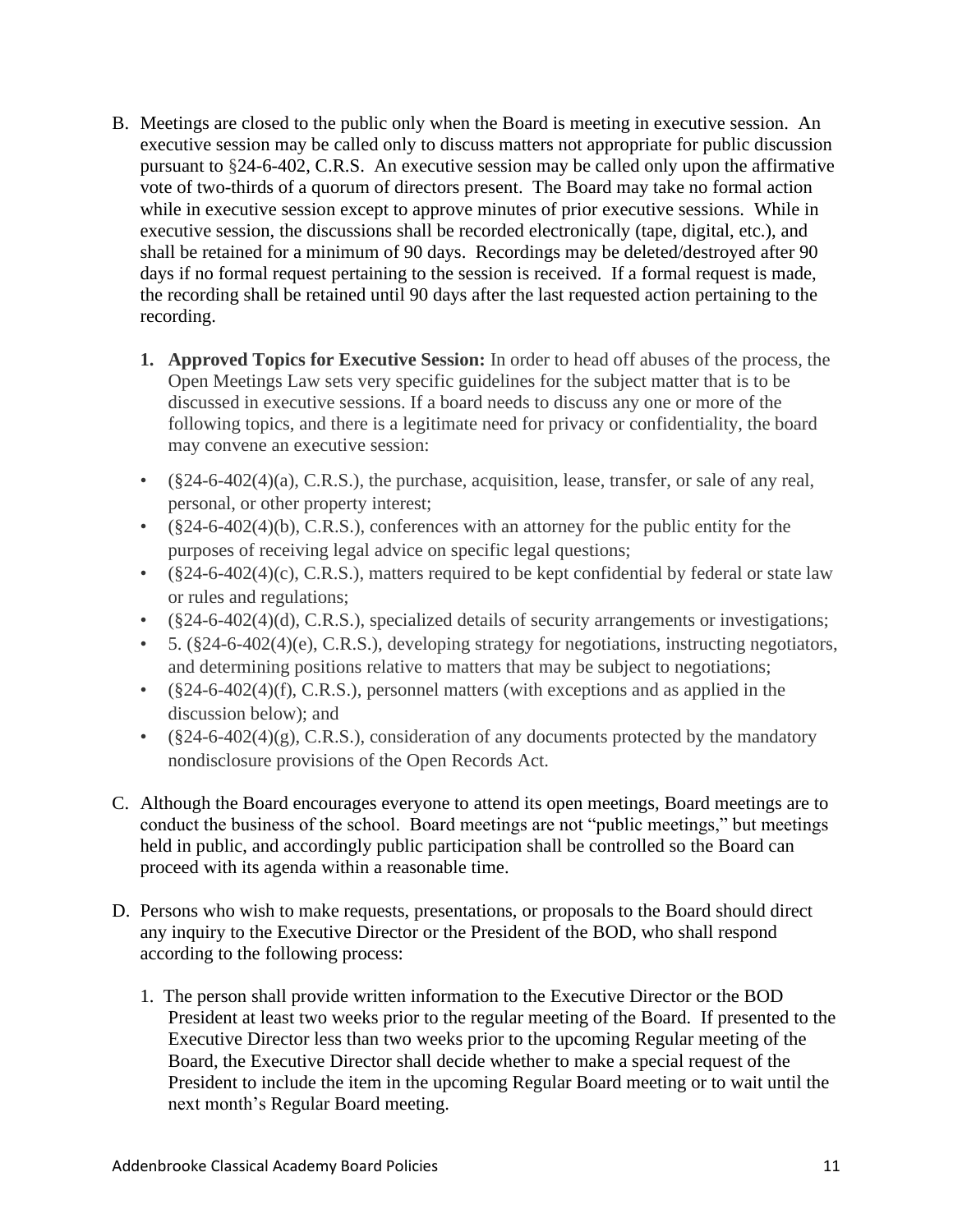B. Meetings are closed to the public only when the Board is meeting in executive session. An executive session may be called only to discuss matters not appropriate for public discussion pursuant to §24-6-402, C.R.S. An executive session may be called only upon the affirmative vote of two-thirds of a quorum of directors present. The Board may take no formal action while in executive session except to approve minutes of prior executive sessions. While in executive session, the discussions shall be recorded electronically (tape, digital, etc.), and shall be retained for a minimum of 90 days. Recordings may be deleted/destroyed after 90 days if no formal request pertaining to the session is received. If a formal request is made, the recording shall be retained until 90 days after the last requested action pertaining to the recording.

   1. **Approved Topics for Executive Session:** In order to head off abuses of the process, the Open Meetings Law sets very specific guidelines for the subject matter that is to be discussed in executive sessions. If a board needs to discuss any one or more of the following topics, and there is a legitimate need for privacy or confidentiality, the board may convene an executive session:

   - (§24-6-402(4)(a), C.R.S.), the purchase, acquisition, lease, transfer, or sale of any real, personal, or other property interest;
   - (§24-6-402(4)(b), C.R.S.), conferences with an attorney for the public entity for the purposes of receiving legal advice on specific legal questions;
   - (§24-6-402(4)(c), C.R.S.), matters required to be kept confidential by federal or state law or rules and regulations;
   - (§24-6-402(4)(d), C.R.S.), specialized details of security arrangements or investigations;
   - 5. (§24-6-402(4)(e), C.R.S.), developing strategy for negotiations, instructing negotiators, and determining positions relative to matters that may be subject to negotiations;
   - (§24-6-402(4)(f), C.R.S.), personnel matters (with exceptions and as applied in the discussion below); and
   - (§24-6-402(4)(g), C.R.S.), consideration of any documents protected by the mandatory nondisclosure provisions of the Open Records Act.

C. Although the Board encourages everyone to attend its open meetings, Board meetings are to conduct the business of the school. Board meetings are not "public meetings," but meetings held in public, and accordingly public participation shall be controlled so the Board can proceed with its agenda within a reasonable time.

D. Persons who wish to make requests, presentations, or proposals to the Board should direct any inquiry to the Executive Director or the President of the BOD, who shall respond according to the following process:

   1. The person shall provide written information to the Executive Director or the BOD President at least two weeks prior to the regular meeting of the Board. If presented to the Executive Director less than two weeks prior to the upcoming Regular meeting of the Board, the Executive Director shall decide whether to make a special request of the President to include the item in the upcoming Regular Board meeting or to wait until the next month's Regular Board meeting.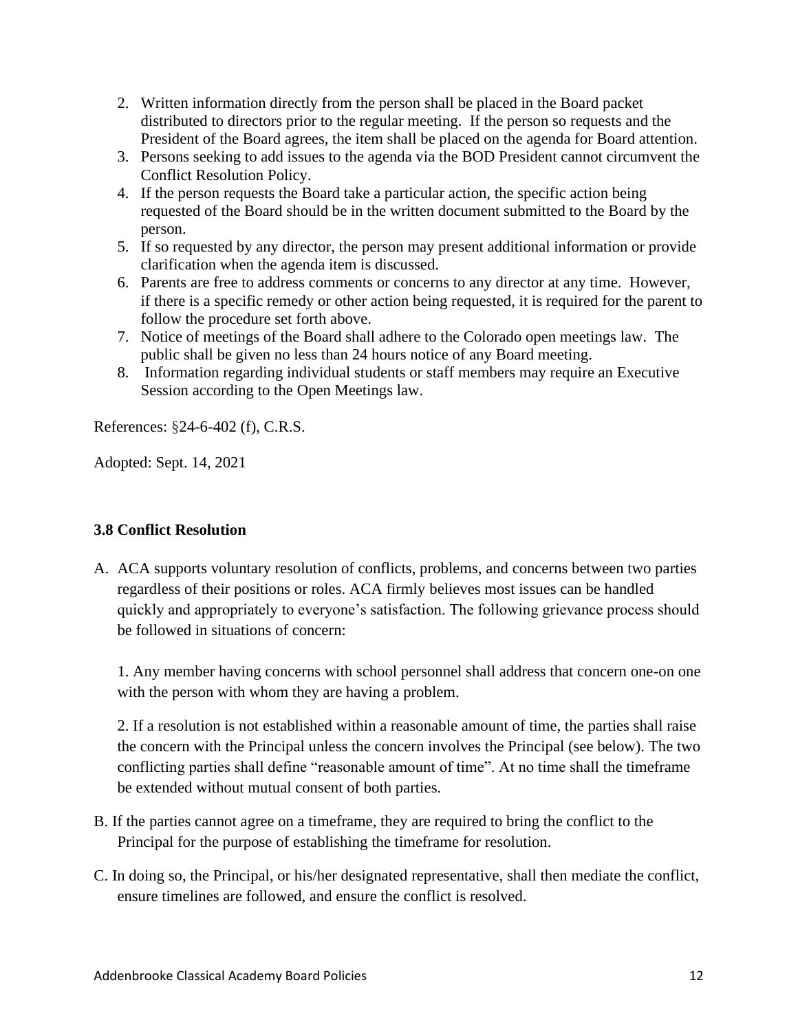2. Written information directly from the person shall be placed in the Board packet distributed to directors prior to the regular meeting. If the person so requests and the President of the Board agrees, the item shall be placed on the agenda for Board attention.
3. Persons seeking to add issues to the agenda via the BOD President cannot circumvent the Conflict Resolution Policy.
4. If the person requests the Board take a particular action, the specific action being requested of the Board should be in the written document submitted to the Board by the person.
5. If so requested by any director, the person may present additional information or provide clarification when the agenda item is discussed.
6. Parents are free to address comments or concerns to any director at any time. However, if there is a specific remedy or other action being requested, it is required for the parent to follow the procedure set forth above.
7. Notice of meetings of the Board shall adhere to the Colorado open meetings law. The public shall be given no less than 24 hours notice of any Board meeting.
8. Information regarding individual students or staff members may require an Executive Session according to the Open Meetings law.

References: §24-6-402 (f), C.R.S.

Adopted: Sept. 14, 2021

**3.8 Conflict Resolution**

A. ACA supports voluntary resolution of conflicts, problems, and concerns between two parties regardless of their positions or roles. ACA firmly believes most issues can be handled quickly and appropriately to everyone's satisfaction. The following grievance process should be followed in situations of concern:

   1. Any member having concerns with school personnel shall address that concern one-on one with the person with whom they are having a problem.

   2. If a resolution is not established within a reasonable amount of time, the parties shall raise the concern with the Principal unless the concern involves the Principal (see below). The two conflicting parties shall define "reasonable amount of time". At no time shall the timeframe be extended without mutual consent of both parties.

B. If the parties cannot agree on a timeframe, they are required to bring the conflict to the Principal for the purpose of establishing the timeframe for resolution.

C. In doing so, the Principal, or his/her designated representative, shall then mediate the conflict, ensure timelines are followed, and ensure the conflict is resolved.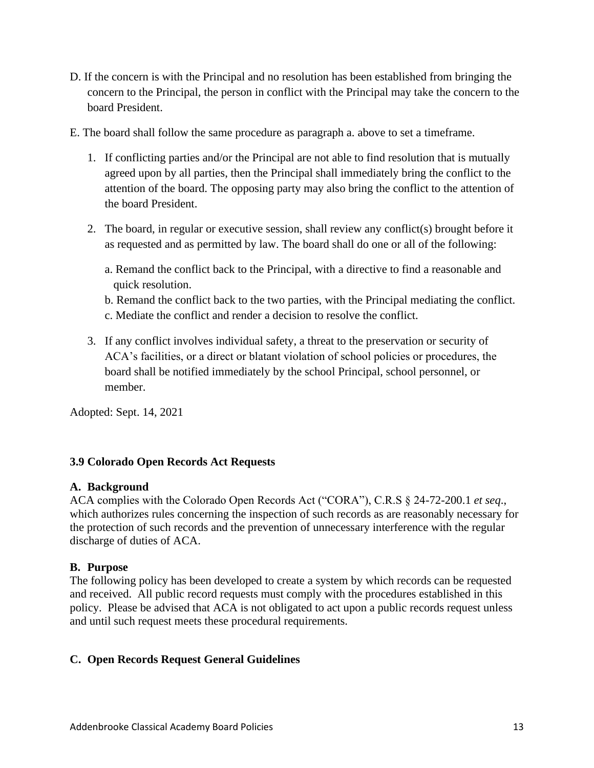D. If the concern is with the Principal and no resolution has been established from bringing the concern to the Principal, the person in conflict with the Principal may take the concern to the board President.

E. The board shall follow the same procedure as paragraph a. above to set a timeframe.

1. If conflicting parties and/or the Principal are not able to find resolution that is mutually agreed upon by all parties, then the Principal shall immediately bring the conflict to the attention of the board. The opposing party may also bring the conflict to the attention of the board President.

2. The board, in regular or executive session, shall review any conflict(s) brought before it as requested and as permitted by law. The board shall do one or all of the following:

   a. Remand the conflict back to the Principal, with a directive to find a reasonable and quick resolution.
   b. Remand the conflict back to the two parties, with the Principal mediating the conflict.
   c. Mediate the conflict and render a decision to resolve the conflict.

3. If any conflict involves individual safety, a threat to the preservation or security of ACA's facilities, or a direct or blatant violation of school policies or procedures, the board shall be notified immediately by the school Principal, school personnel, or member.

Adopted: Sept. 14, 2021

### 3.9 Colorado Open Records Act Requests

**A. Background**

ACA complies with the Colorado Open Records Act ("CORA"), C.R.S § 24-72-200.1 *et seq*., which authorizes rules concerning the inspection of such records as are reasonably necessary for the protection of such records and the prevention of unnecessary interference with the regular discharge of duties of ACA.

**B. Purpose**

The following policy has been developed to create a system by which records can be requested and received. All public record requests must comply with the procedures established in this policy. Please be advised that ACA is not obligated to act upon a public records request unless and until such request meets these procedural requirements.

**C. Open Records Request General Guidelines**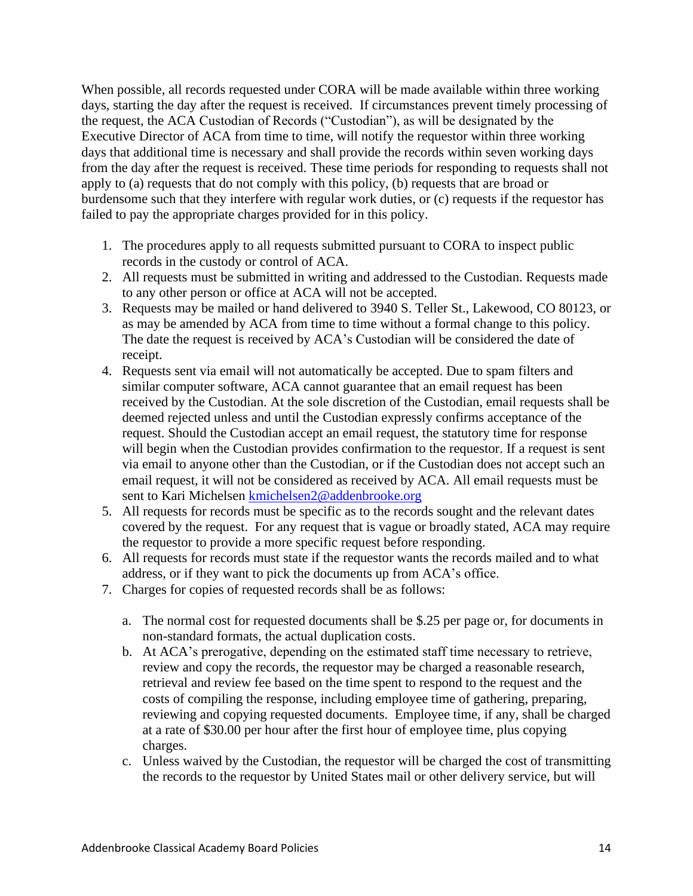When possible, all records requested under CORA will be made available within three working days, starting the day after the request is received. If circumstances prevent timely processing of the request, the ACA Custodian of Records ("Custodian"), as will be designated by the Executive Director of ACA from time to time, will notify the requestor within three working days that additional time is necessary and shall provide the records within seven working days from the day after the request is received. These time periods for responding to requests shall not apply to (a) requests that do not comply with this policy, (b) requests that are broad or burdensome such that they interfere with regular work duties, or (c) requests if the requestor has failed to pay the appropriate charges provided for in this policy.

1. The procedures apply to all requests submitted pursuant to CORA to inspect public records in the custody or control of ACA.
2. All requests must be submitted in writing and addressed to the Custodian. Requests made to any other person or office at ACA will not be accepted.
3. Requests may be mailed or hand delivered to 3940 S. Teller St., Lakewood, CO 80123, or as may be amended by ACA from time to time without a formal change to this policy. The date the request is received by ACA's Custodian will be considered the date of receipt.
4. Requests sent via email will not automatically be accepted. Due to spam filters and similar computer software, ACA cannot guarantee that an email request has been received by the Custodian. At the sole discretion of the Custodian, email requests shall be deemed rejected unless and until the Custodian expressly confirms acceptance of the request. Should the Custodian accept an email request, the statutory time for response will begin when the Custodian provides confirmation to the requestor. If a request is sent via email to anyone other than the Custodian, or if the Custodian does not accept such an email request, it will not be considered as received by ACA. All email requests must be sent to Kari Michelsen [kmichelsen2@addenbrooke.org](mailto:kmichelsen2@addenbrooke.org)
5. All requests for records must be specific as to the records sought and the relevant dates covered by the request. For any request that is vague or broadly stated, ACA may require the requestor to provide a more specific request before responding.
6. All requests for records must state if the requestor wants the records mailed and to what address, or if they want to pick the documents up from ACA's office.
7. Charges for copies of requested records shall be as follows:

    a. The normal cost for requested documents shall be $.25 per page or, for documents in non-standard formats, the actual duplication costs.

    b. At ACA's prerogative, depending on the estimated staff time necessary to retrieve, review and copy the records, the requestor may be charged a reasonable research, retrieval and review fee based on the time spent to respond to the request and the costs of compiling the response, including employee time of gathering, preparing, reviewing and copying requested documents. Employee time, if any, shall be charged at a rate of $30.00 per hour after the first hour of employee time, plus copying charges.

    c. Unless waived by the Custodian, the requestor will be charged the cost of transmitting the records to the requestor by United States mail or other delivery service, but will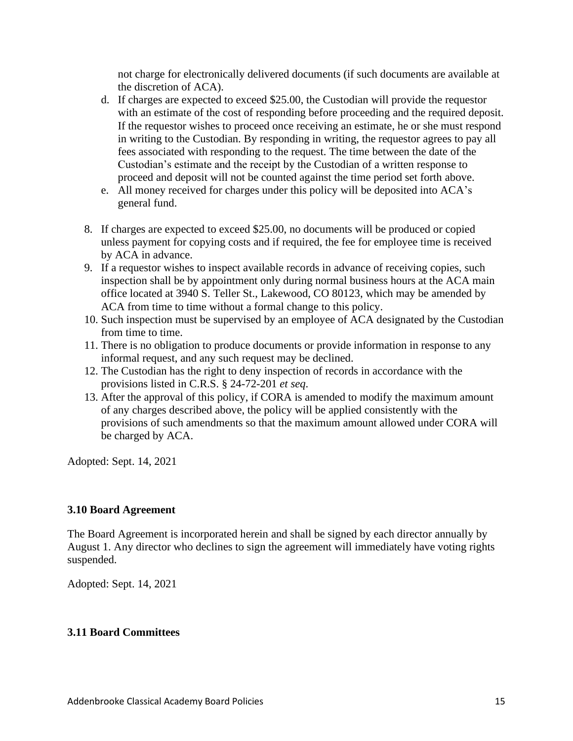not charge for electronically delivered documents (if such documents are available at the discretion of ACA).

   d. If charges are expected to exceed $25.00, the Custodian will provide the requestor with an estimate of the cost of responding before proceeding and the required deposit. If the requestor wishes to proceed once receiving an estimate, he or she must respond in writing to the Custodian. By responding in writing, the requestor agrees to pay all fees associated with responding to the request. The time between the date of the Custodian's estimate and the receipt by the Custodian of a written response to proceed and deposit will not be counted against the time period set forth above.
   e. All money received for charges under this policy will be deposited into ACA's general fund.

8. If charges are expected to exceed $25.00, no documents will be produced or copied unless payment for copying costs and if required, the fee for employee time is received by ACA in advance.
9. If a requestor wishes to inspect available records in advance of receiving copies, such inspection shall be by appointment only during normal business hours at the ACA main office located at 3940 S. Teller St., Lakewood, CO 80123, which may be amended by ACA from time to time without a formal change to this policy.
10. Such inspection must be supervised by an employee of ACA designated by the Custodian from time to time.
11. There is no obligation to produce documents or provide information in response to any informal request, and any such request may be declined.
12. The Custodian has the right to deny inspection of records in accordance with the provisions listed in C.R.S. § 24-72-201 *et seq.*
13. After the approval of this policy, if CORA is amended to modify the maximum amount of any charges described above, the policy will be applied consistently with the provisions of such amendments so that the maximum amount allowed under CORA will be charged by ACA.

Adopted: Sept. 14, 2021

### 3.10 Board Agreement

The Board Agreement is incorporated herein and shall be signed by each director annually by August 1. Any director who declines to sign the agreement will immediately have voting rights suspended.

Adopted: Sept. 14, 2021

### 3.11 Board Committees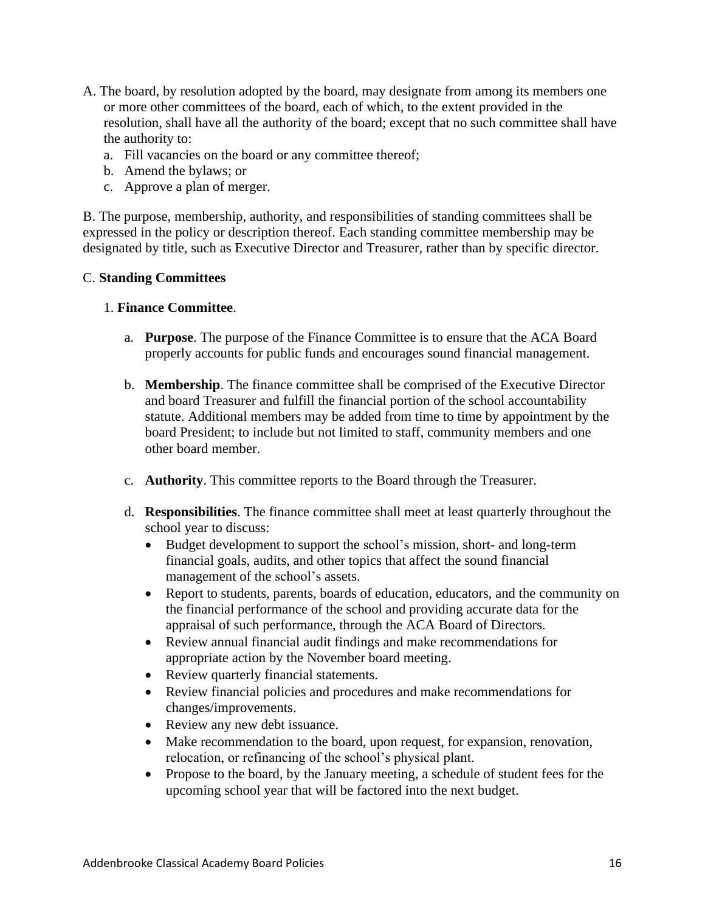A. The board, by resolution adopted by the board, may designate from among its members one or more other committees of the board, each of which, to the extent provided in the resolution, shall have all the authority of the board; except that no such committee shall have the authority to:

   a. Fill vacancies on the board or any committee thereof;
   b. Amend the bylaws; or
   c. Approve a plan of merger.

B. The purpose, membership, authority, and responsibilities of standing committees shall be expressed in the policy or description thereof. Each standing committee membership may be designated by title, such as Executive Director and Treasurer, rather than by specific director.

C. **Standing Committees**

1. **Finance Committee**.

   a. **Purpose**. The purpose of the Finance Committee is to ensure that the ACA Board properly accounts for public funds and encourages sound financial management.

   b. **Membership**. The finance committee shall be comprised of the Executive Director and board Treasurer and fulfill the financial portion of the school accountability statute. Additional members may be added from time to time by appointment by the board President; to include but not limited to staff, community members and one other board member.

   c. **Authority**. This committee reports to the Board through the Treasurer.

   d. **Responsibilities**. The finance committee shall meet at least quarterly throughout the school year to discuss:

      - Budget development to support the school's mission, short- and long-term financial goals, audits, and other topics that affect the sound financial management of the school's assets.
      - Report to students, parents, boards of education, educators, and the community on the financial performance of the school and providing accurate data for the appraisal of such performance, through the ACA Board of Directors.
      - Review annual financial audit findings and make recommendations for appropriate action by the November board meeting.
      - Review quarterly financial statements.
      - Review financial policies and procedures and make recommendations for changes/improvements.
      - Review any new debt issuance.
      - Make recommendation to the board, upon request, for expansion, renovation, relocation, or refinancing of the school's physical plant.
      - Propose to the board, by the January meeting, a schedule of student fees for the upcoming school year that will be factored into the next budget.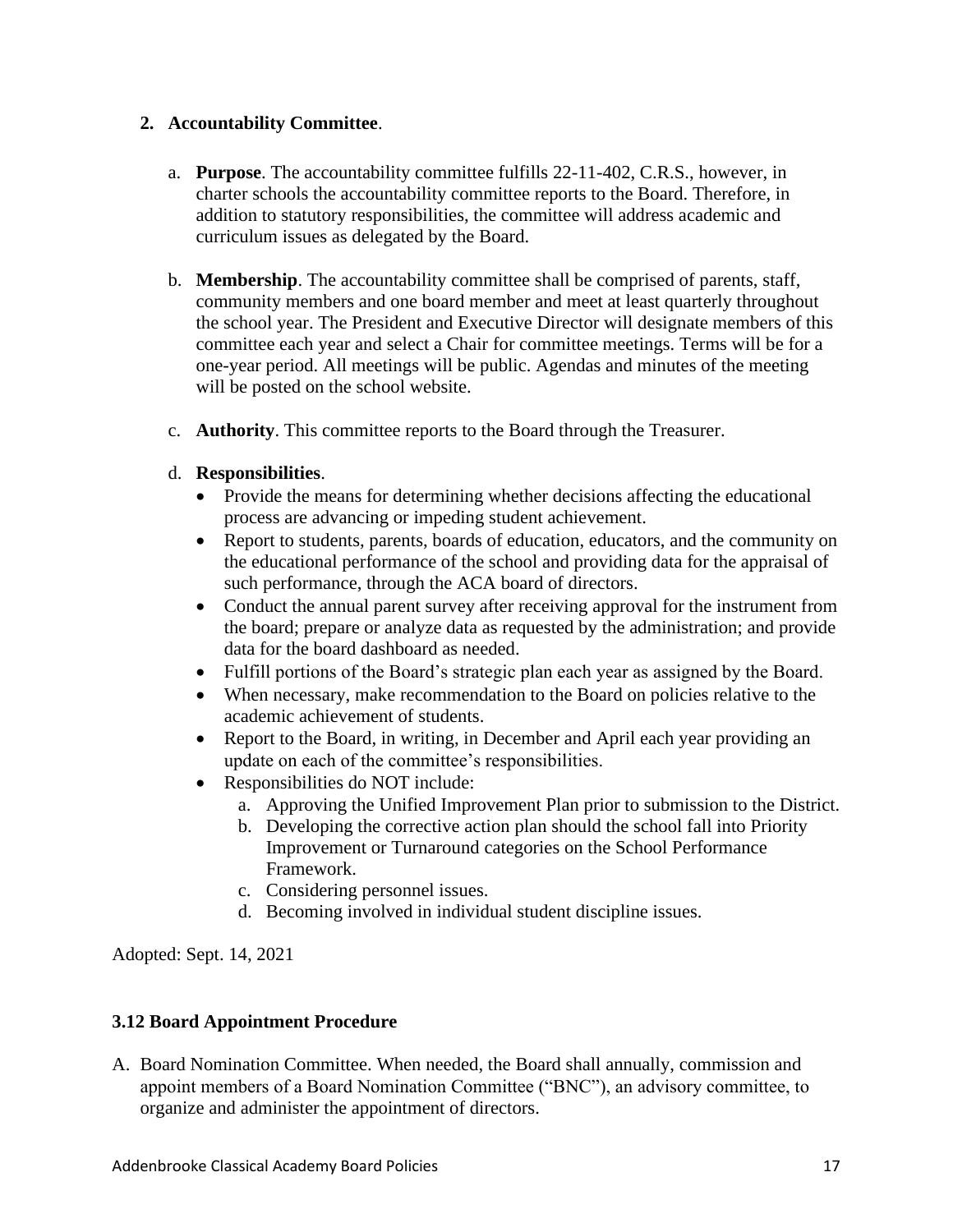**2. Accountability Committee**.

a. **Purpose**. The accountability committee fulfills 22-11-402, C.R.S., however, in charter schools the accountability committee reports to the Board. Therefore, in addition to statutory responsibilities, the committee will address academic and curriculum issues as delegated by the Board.

b. **Membership**. The accountability committee shall be comprised of parents, staff, community members and one board member and meet at least quarterly throughout the school year. The President and Executive Director will designate members of this committee each year and select a Chair for committee meetings. Terms will be for a one-year period. All meetings will be public. Agendas and minutes of the meeting will be posted on the school website.

c. **Authority**. This committee reports to the Board through the Treasurer.

d. **Responsibilities**.

- Provide the means for determining whether decisions affecting the educational process are advancing or impeding student achievement.
- Report to students, parents, boards of education, educators, and the community on the educational performance of the school and providing data for the appraisal of such performance, through the ACA board of directors.
- Conduct the annual parent survey after receiving approval for the instrument from the board; prepare or analyze data as requested by the administration; and provide data for the board dashboard as needed.
- Fulfill portions of the Board's strategic plan each year as assigned by the Board.
- When necessary, make recommendation to the Board on policies relative to the academic achievement of students.
- Report to the Board, in writing, in December and April each year providing an update on each of the committee's responsibilities.
- Responsibilities do NOT include:
  a. Approving the Unified Improvement Plan prior to submission to the District.
  b. Developing the corrective action plan should the school fall into Priority Improvement or Turnaround categories on the School Performance Framework.
  c. Considering personnel issues.
  d. Becoming involved in individual student discipline issues.

Adopted: Sept. 14, 2021

### 3.12 Board Appointment Procedure

A. Board Nomination Committee. When needed, the Board shall annually, commission and appoint members of a Board Nomination Committee ("BNC"), an advisory committee, to organize and administer the appointment of directors.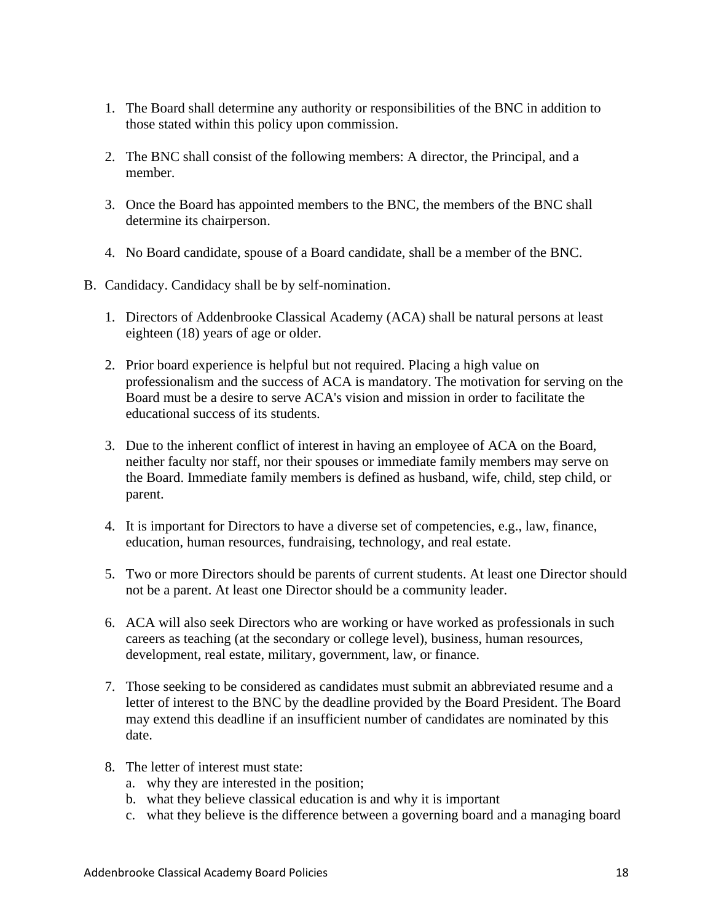1. The Board shall determine any authority or responsibilities of the BNC in addition to those stated within this policy upon commission.

2. The BNC shall consist of the following members: A director, the Principal, and a member.

3. Once the Board has appointed members to the BNC, the members of the BNC shall determine its chairperson.

4. No Board candidate, spouse of a Board candidate, shall be a member of the BNC.

B. Candidacy. Candidacy shall be by self-nomination.

1. Directors of Addenbrooke Classical Academy (ACA) shall be natural persons at least eighteen (18) years of age or older.

2. Prior board experience is helpful but not required. Placing a high value on professionalism and the success of ACA is mandatory. The motivation for serving on the Board must be a desire to serve ACA's vision and mission in order to facilitate the educational success of its students.

3. Due to the inherent conflict of interest in having an employee of ACA on the Board, neither faculty nor staff, nor their spouses or immediate family members may serve on the Board. Immediate family members is defined as husband, wife, child, step child, or parent.

4. It is important for Directors to have a diverse set of competencies, e.g., law, finance, education, human resources, fundraising, technology, and real estate.

5. Two or more Directors should be parents of current students. At least one Director should not be a parent. At least one Director should be a community leader.

6. ACA will also seek Directors who are working or have worked as professionals in such careers as teaching (at the secondary or college level), business, human resources, development, real estate, military, government, law, or finance.

7. Those seeking to be considered as candidates must submit an abbreviated resume and a letter of interest to the BNC by the deadline provided by the Board President. The Board may extend this deadline if an insufficient number of candidates are nominated by this date.

8. The letter of interest must state:
   a. why they are interested in the position;
   b. what they believe classical education is and why it is important
   c. what they believe is the difference between a governing board and a managing board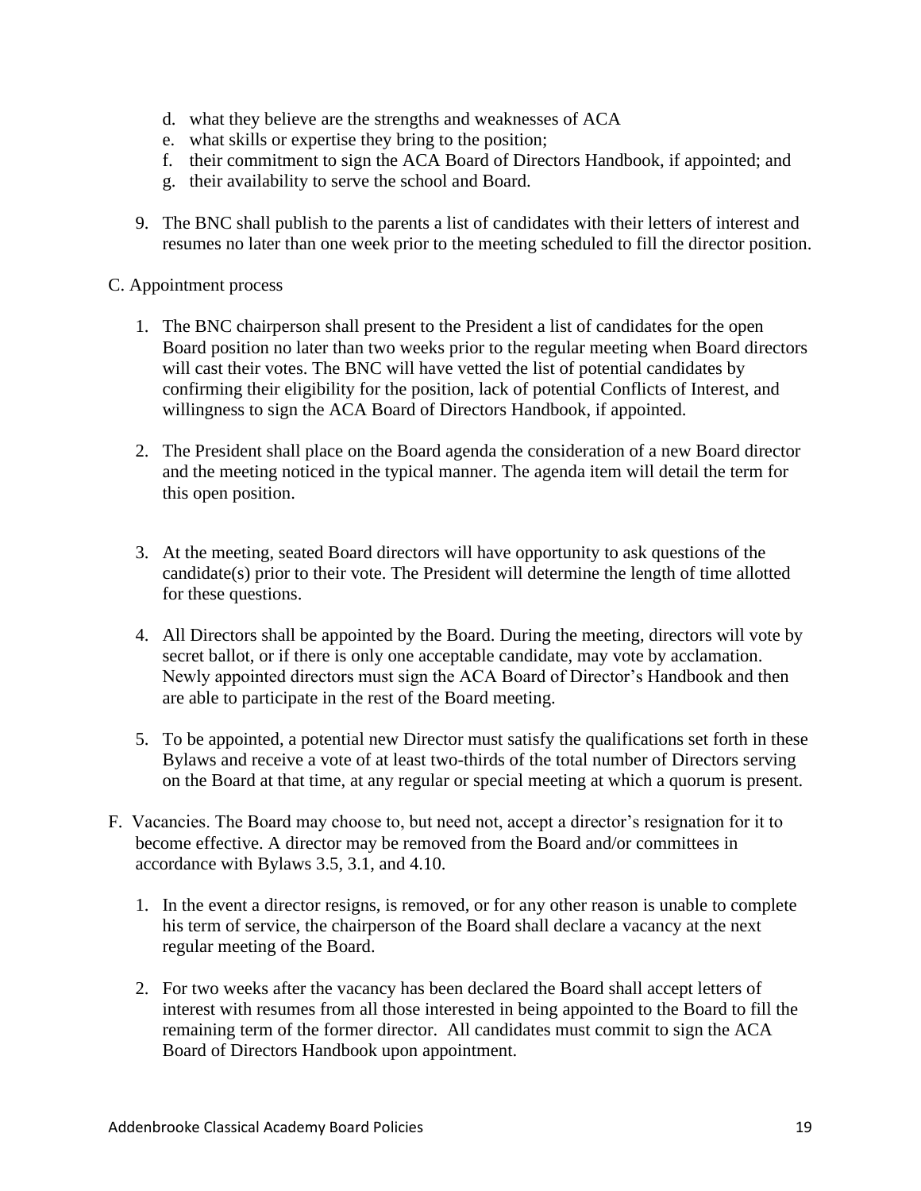d. what they believe are the strengths and weaknesses of ACA
e. what skills or expertise they bring to the position;
f. their commitment to sign the ACA Board of Directors Handbook, if appointed; and
g. their availability to serve the school and Board.

9. The BNC shall publish to the parents a list of candidates with their letters of interest and resumes no later than one week prior to the meeting scheduled to fill the director position.

C. Appointment process

1. The BNC chairperson shall present to the President a list of candidates for the open Board position no later than two weeks prior to the regular meeting when Board directors will cast their votes. The BNC will have vetted the list of potential candidates by confirming their eligibility for the position, lack of potential Conflicts of Interest, and willingness to sign the ACA Board of Directors Handbook, if appointed.

2. The President shall place on the Board agenda the consideration of a new Board director and the meeting noticed in the typical manner. The agenda item will detail the term for this open position.

3. At the meeting, seated Board directors will have opportunity to ask questions of the candidate(s) prior to their vote. The President will determine the length of time allotted for these questions.

4. All Directors shall be appointed by the Board. During the meeting, directors will vote by secret ballot, or if there is only one acceptable candidate, may vote by acclamation. Newly appointed directors must sign the ACA Board of Director's Handbook and then are able to participate in the rest of the Board meeting.

5. To be appointed, a potential new Director must satisfy the qualifications set forth in these Bylaws and receive a vote of at least two-thirds of the total number of Directors serving on the Board at that time, at any regular or special meeting at which a quorum is present.

F. Vacancies. The Board may choose to, but need not, accept a director's resignation for it to become effective. A director may be removed from the Board and/or committees in accordance with Bylaws 3.5, 3.1, and 4.10.

1. In the event a director resigns, is removed, or for any other reason is unable to complete his term of service, the chairperson of the Board shall declare a vacancy at the next regular meeting of the Board.

2. For two weeks after the vacancy has been declared the Board shall accept letters of interest with resumes from all those interested in being appointed to the Board to fill the remaining term of the former director. All candidates must commit to sign the ACA Board of Directors Handbook upon appointment.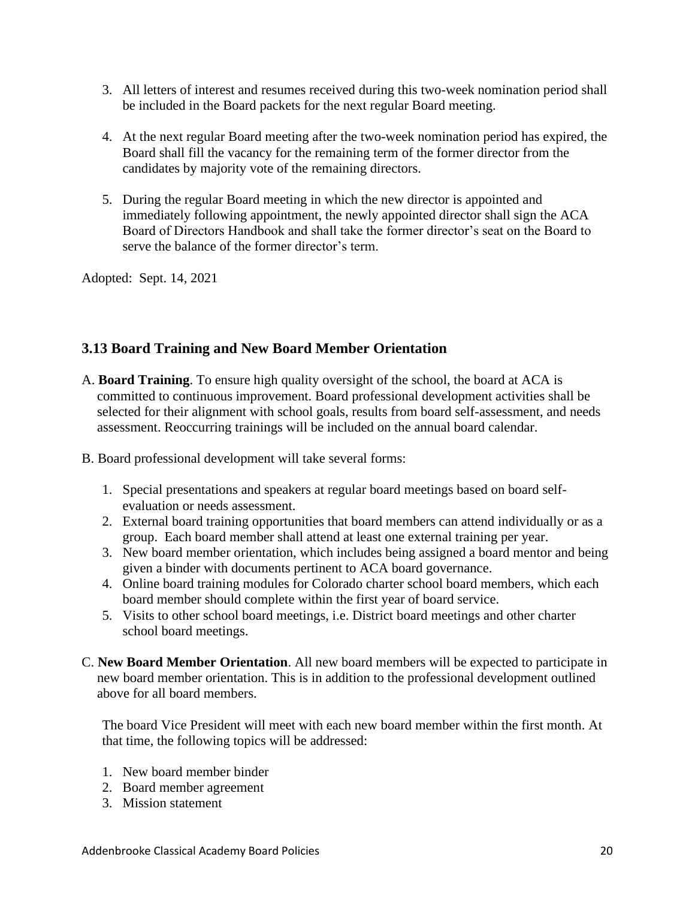3. All letters of interest and resumes received during this two-week nomination period shall be included in the Board packets for the next regular Board meeting.

4. At the next regular Board meeting after the two-week nomination period has expired, the Board shall fill the vacancy for the remaining term of the former director from the candidates by majority vote of the remaining directors.

5. During the regular Board meeting in which the new director is appointed and immediately following appointment, the newly appointed director shall sign the ACA Board of Directors Handbook and shall take the former director's seat on the Board to serve the balance of the former director's term.

Adopted: Sept. 14, 2021

### 3.13 Board Training and New Board Member Orientation

A. **Board Training**. To ensure high quality oversight of the school, the board at ACA is committed to continuous improvement. Board professional development activities shall be selected for their alignment with school goals, results from board self-assessment, and needs assessment. Reoccurring trainings will be included on the annual board calendar.

B. Board professional development will take several forms:

1. Special presentations and speakers at regular board meetings based on board self-evaluation or needs assessment.
2. External board training opportunities that board members can attend individually or as a group. Each board member shall attend at least one external training per year.
3. New board member orientation, which includes being assigned a board mentor and being given a binder with documents pertinent to ACA board governance.
4. Online board training modules for Colorado charter school board members, which each board member should complete within the first year of board service.
5. Visits to other school board meetings, i.e. District board meetings and other charter school board meetings.

C. **New Board Member Orientation**. All new board members will be expected to participate in new board member orientation. This is in addition to the professional development outlined above for all board members.

The board Vice President will meet with each new board member within the first month. At that time, the following topics will be addressed:

1. New board member binder
2. Board member agreement
3. Mission statement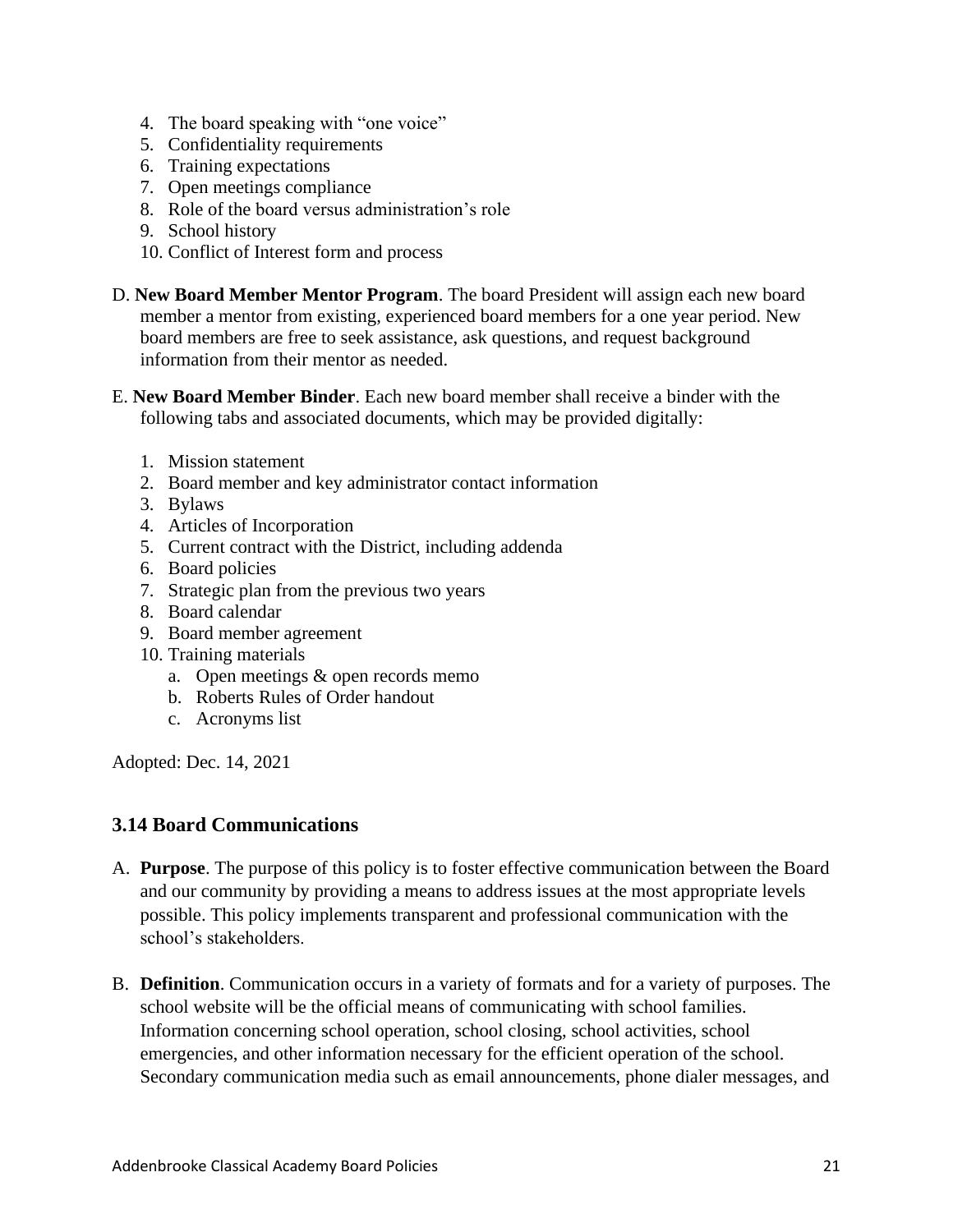4. The board speaking with "one voice"
5. Confidentiality requirements
6. Training expectations
7. Open meetings compliance
8. Role of the board versus administration's role
9. School history
10. Conflict of Interest form and process

D. **New Board Member Mentor Program**. The board President will assign each new board member a mentor from existing, experienced board members for a one year period. New board members are free to seek assistance, ask questions, and request background information from their mentor as needed.

E. **New Board Member Binder**. Each new board member shall receive a binder with the following tabs and associated documents, which may be provided digitally:

1. Mission statement
2. Board member and key administrator contact information
3. Bylaws
4. Articles of Incorporation
5. Current contract with the District, including addenda
6. Board policies
7. Strategic plan from the previous two years
8. Board calendar
9. Board member agreement
10. Training materials
    a. Open meetings & open records memo
    b. Roberts Rules of Order handout
    c. Acronyms list

Adopted: Dec. 14, 2021

### 3.14 Board Communications

A. **Purpose**. The purpose of this policy is to foster effective communication between the Board and our community by providing a means to address issues at the most appropriate levels possible. This policy implements transparent and professional communication with the school's stakeholders.

B. **Definition**. Communication occurs in a variety of formats and for a variety of purposes. The school website will be the official means of communicating with school families. Information concerning school operation, school closing, school activities, school emergencies, and other information necessary for the efficient operation of the school. Secondary communication media such as email announcements, phone dialer messages, and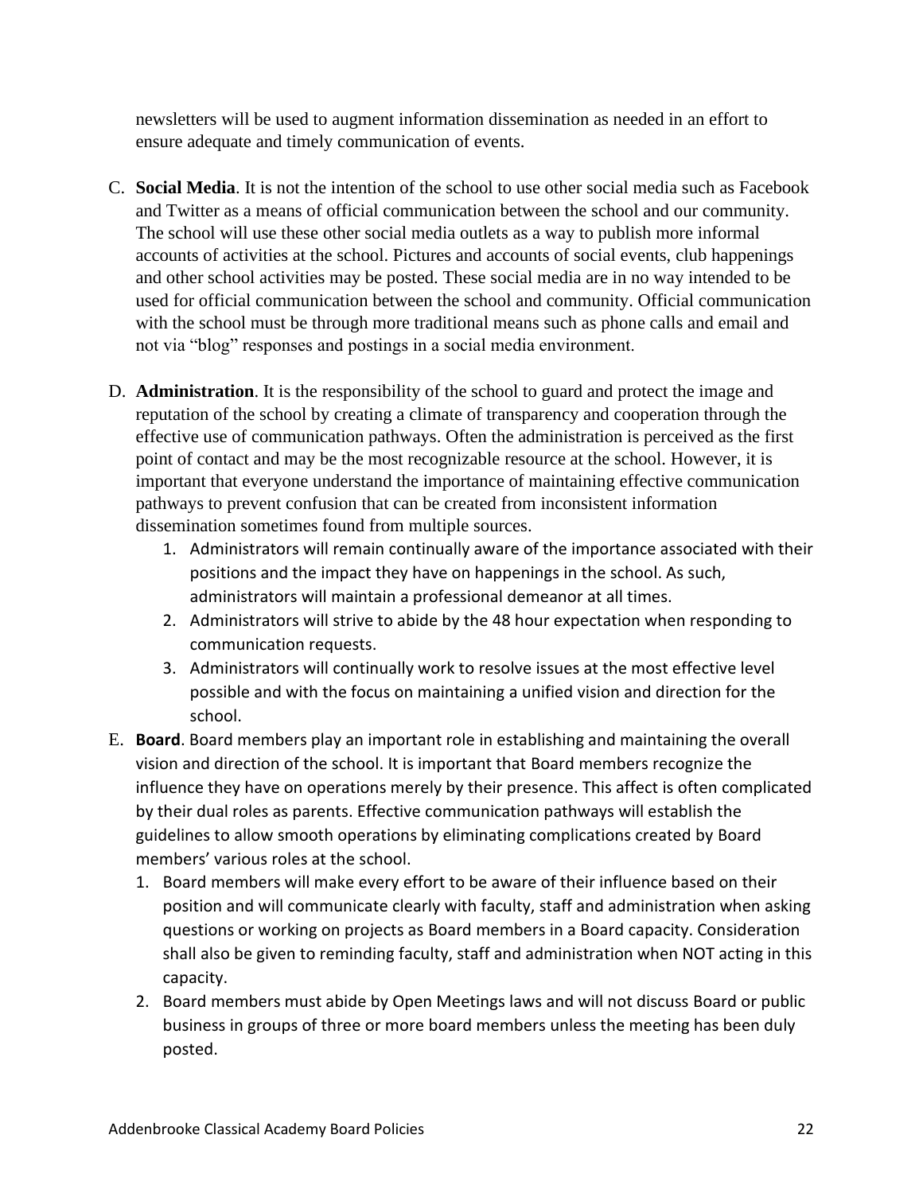newsletters will be used to augment information dissemination as needed in an effort to ensure adequate and timely communication of events.

C. **Social Media**. It is not the intention of the school to use other social media such as Facebook and Twitter as a means of official communication between the school and our community. The school will use these other social media outlets as a way to publish more informal accounts of activities at the school. Pictures and accounts of social events, club happenings and other school activities may be posted. These social media are in no way intended to be used for official communication between the school and community. Official communication with the school must be through more traditional means such as phone calls and email and not via "blog" responses and postings in a social media environment.

D. **Administration**. It is the responsibility of the school to guard and protect the image and reputation of the school by creating a climate of transparency and cooperation through the effective use of communication pathways. Often the administration is perceived as the first point of contact and may be the most recognizable resource at the school. However, it is important that everyone understand the importance of maintaining effective communication pathways to prevent confusion that can be created from inconsistent information dissemination sometimes found from multiple sources.

   1. Administrators will remain continually aware of the importance associated with their positions and the impact they have on happenings in the school. As such, administrators will maintain a professional demeanor at all times.
   2. Administrators will strive to abide by the 48 hour expectation when responding to communication requests.
   3. Administrators will continually work to resolve issues at the most effective level possible and with the focus on maintaining a unified vision and direction for the school.

E. **Board**. Board members play an important role in establishing and maintaining the overall vision and direction of the school. It is important that Board members recognize the influence they have on operations merely by their presence. This affect is often complicated by their dual roles as parents. Effective communication pathways will establish the guidelines to allow smooth operations by eliminating complications created by Board members' various roles at the school.

   1. Board members will make every effort to be aware of their influence based on their position and will communicate clearly with faculty, staff and administration when asking questions or working on projects as Board members in a Board capacity. Consideration shall also be given to reminding faculty, staff and administration when NOT acting in this capacity.
   2. Board members must abide by Open Meetings laws and will not discuss Board or public business in groups of three or more board members unless the meeting has been duly posted.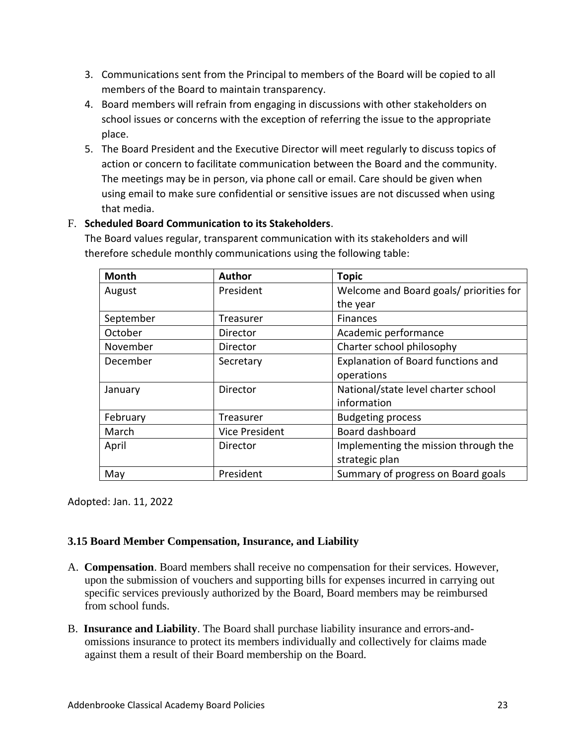3. Communications sent from the Principal to members of the Board will be copied to all members of the Board to maintain transparency.
4. Board members will refrain from engaging in discussions with other stakeholders on school issues or concerns with the exception of referring the issue to the appropriate place.
5. The Board President and the Executive Director will meet regularly to discuss topics of action or concern to facilitate communication between the Board and the community. The meetings may be in person, via phone call or email. Care should be given when using email to make sure confidential or sensitive issues are not discussed when using that media.

F. **Scheduled Board Communication to its Stakeholders**.
The Board values regular, transparent communication with its stakeholders and will therefore schedule monthly communications using the following table:

| Month | Author | Topic |
|---|---|---|
| August | President | Welcome and Board goals/ priorities for the year |
| September | Treasurer | Finances |
| October | Director | Academic performance |
| November | Director | Charter school philosophy |
| December | Secretary | Explanation of Board functions and operations |
| January | Director | National/state level charter school information |
| February | Treasurer | Budgeting process |
| March | Vice President | Board dashboard |
| April | Director | Implementing the mission through the strategic plan |
| May | President | Summary of progress on Board goals |

Adopted: Jan. 11, 2022

### 3.15 Board Member Compensation, Insurance, and Liability

A. **Compensation**. Board members shall receive no compensation for their services. However, upon the submission of vouchers and supporting bills for expenses incurred in carrying out specific services previously authorized by the Board, Board members may be reimbursed from school funds.

B. **Insurance and Liability**. The Board shall purchase liability insurance and errors-and-omissions insurance to protect its members individually and collectively for claims made against them a result of their Board membership on the Board.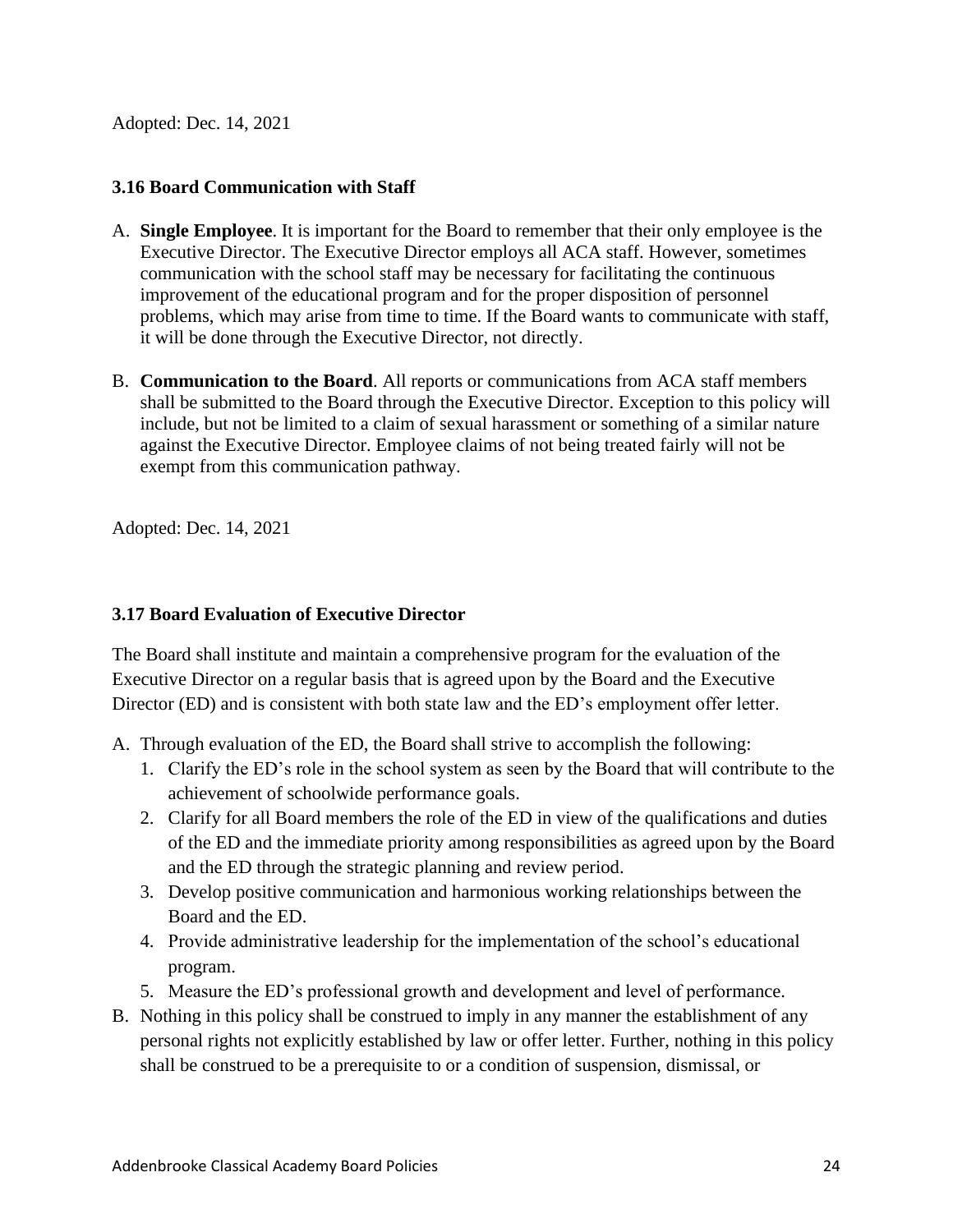Adopted: Dec. 14, 2021

### 3.16 Board Communication with Staff

A. **Single Employee**. It is important for the Board to remember that their only employee is the Executive Director. The Executive Director employs all ACA staff. However, sometimes communication with the school staff may be necessary for facilitating the continuous improvement of the educational program and for the proper disposition of personnel problems, which may arise from time to time. If the Board wants to communicate with staff, it will be done through the Executive Director, not directly.

B. **Communication to the Board**. All reports or communications from ACA staff members shall be submitted to the Board through the Executive Director. Exception to this policy will include, but not be limited to a claim of sexual harassment or something of a similar nature against the Executive Director. Employee claims of not being treated fairly will not be exempt from this communication pathway.

Adopted: Dec. 14, 2021

### 3.17 Board Evaluation of Executive Director

The Board shall institute and maintain a comprehensive program for the evaluation of the Executive Director on a regular basis that is agreed upon by the Board and the Executive Director (ED) and is consistent with both state law and the ED's employment offer letter.

A. Through evaluation of the ED, the Board shall strive to accomplish the following:
   1. Clarify the ED's role in the school system as seen by the Board that will contribute to the achievement of schoolwide performance goals.
   2. Clarify for all Board members the role of the ED in view of the qualifications and duties of the ED and the immediate priority among responsibilities as agreed upon by the Board and the ED through the strategic planning and review period.
   3. Develop positive communication and harmonious working relationships between the Board and the ED.
   4. Provide administrative leadership for the implementation of the school's educational program.
   5. Measure the ED's professional growth and development and level of performance.

B. Nothing in this policy shall be construed to imply in any manner the establishment of any personal rights not explicitly established by law or offer letter. Further, nothing in this policy shall be construed to be a prerequisite to or a condition of suspension, dismissal, or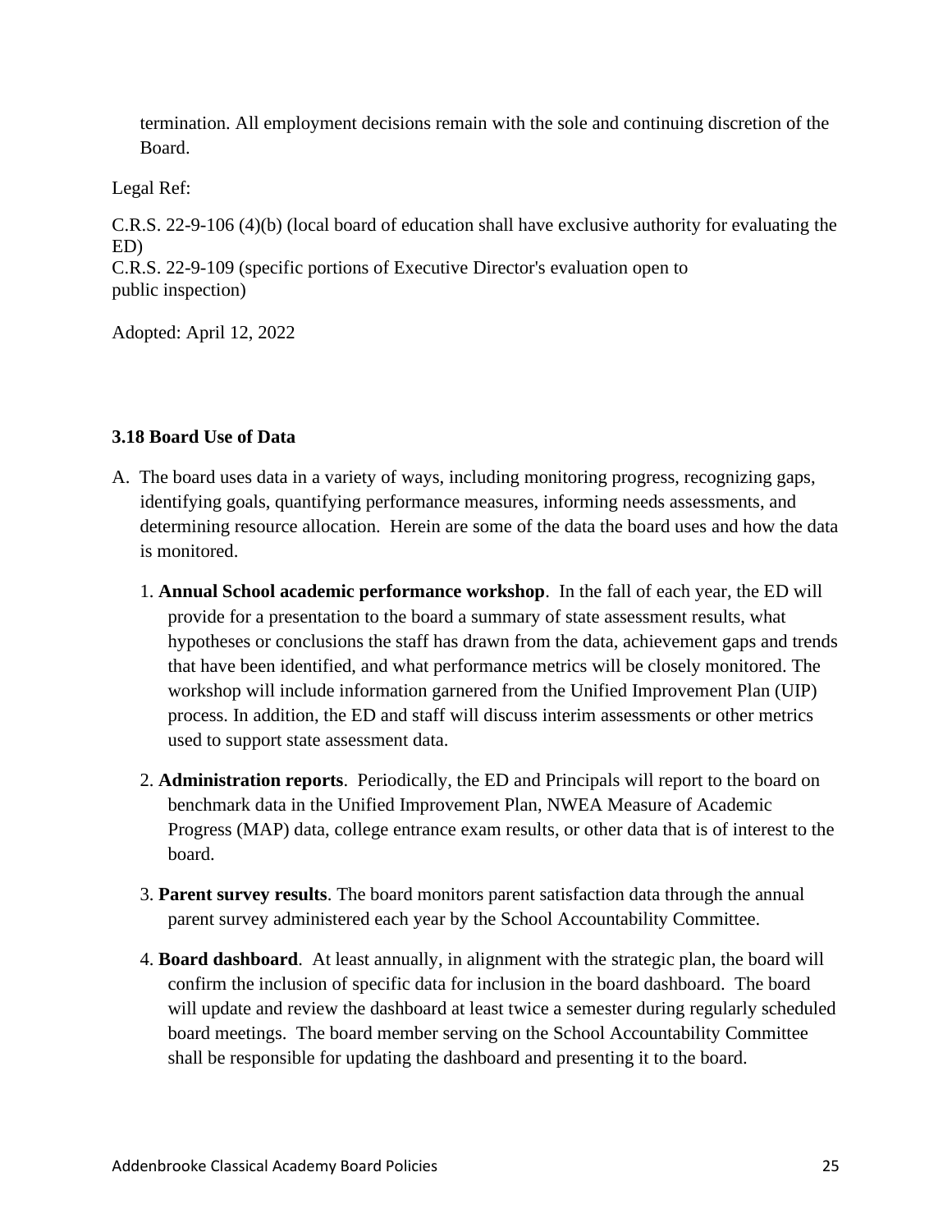termination. All employment decisions remain with the sole and continuing discretion of the Board.

Legal Ref:

C.R.S. 22-9-106 (4)(b) (local board of education shall have exclusive authority for evaluating the ED)
C.R.S. 22-9-109 (specific portions of Executive Director's evaluation open to public inspection)

Adopted: April 12, 2022

**3.18 Board Use of Data**

A. The board uses data in a variety of ways, including monitoring progress, recognizing gaps, identifying goals, quantifying performance measures, informing needs assessments, and determining resource allocation. Herein are some of the data the board uses and how the data is monitored.

   1. **Annual School academic performance workshop**. In the fall of each year, the ED will provide for a presentation to the board a summary of state assessment results, what hypotheses or conclusions the staff has drawn from the data, achievement gaps and trends that have been identified, and what performance metrics will be closely monitored. The workshop will include information garnered from the Unified Improvement Plan (UIP) process. In addition, the ED and staff will discuss interim assessments or other metrics used to support state assessment data.

   2. **Administration reports**. Periodically, the ED and Principals will report to the board on benchmark data in the Unified Improvement Plan, NWEA Measure of Academic Progress (MAP) data, college entrance exam results, or other data that is of interest to the board.

   3. **Parent survey results**. The board monitors parent satisfaction data through the annual parent survey administered each year by the School Accountability Committee.

   4. **Board dashboard**. At least annually, in alignment with the strategic plan, the board will confirm the inclusion of specific data for inclusion in the board dashboard. The board will update and review the dashboard at least twice a semester during regularly scheduled board meetings. The board member serving on the School Accountability Committee shall be responsible for updating the dashboard and presenting it to the board.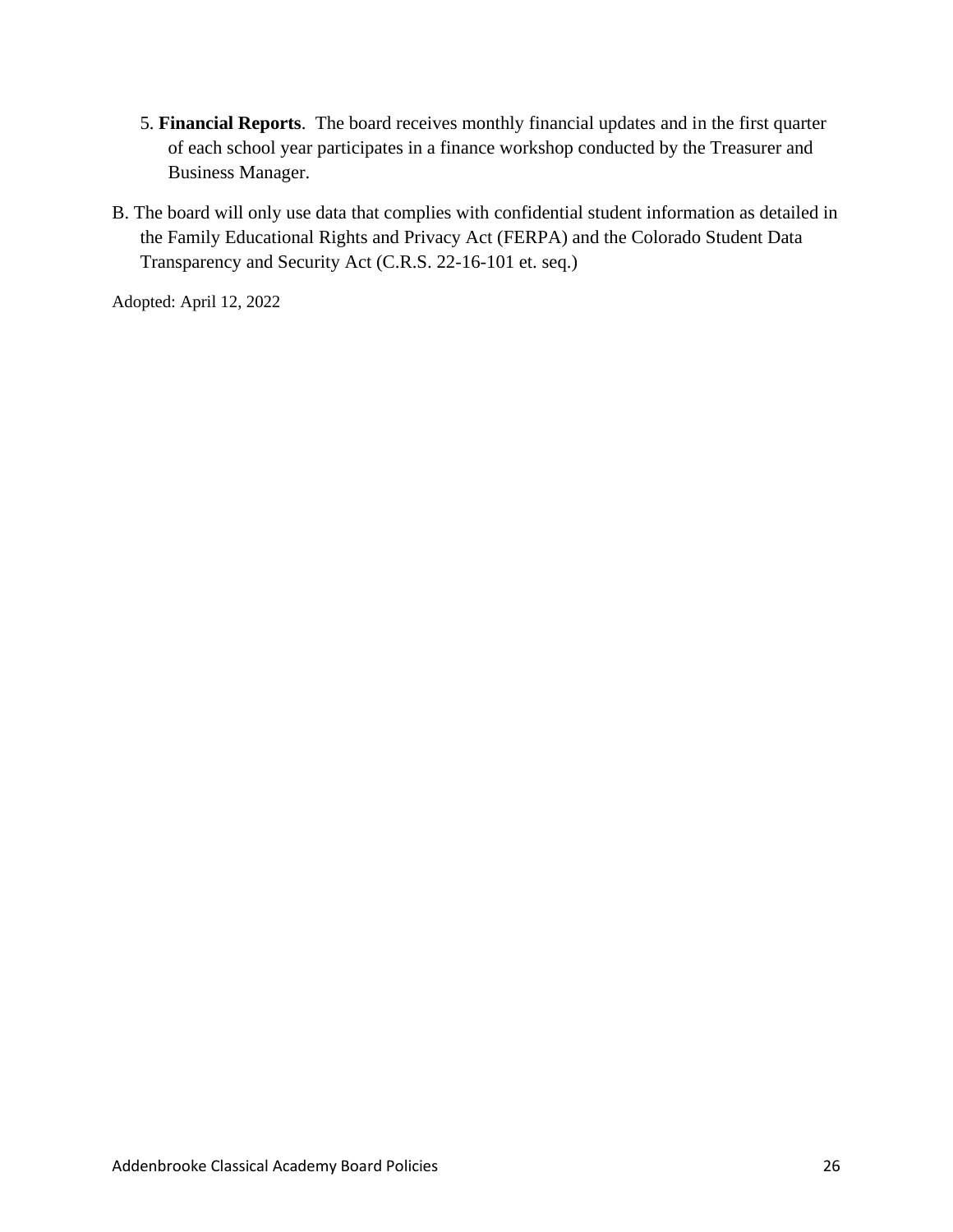5. **Financial Reports**. The board receives monthly financial updates and in the first quarter of each school year participates in a finance workshop conducted by the Treasurer and Business Manager.

B. The board will only use data that complies with confidential student information as detailed in the Family Educational Rights and Privacy Act (FERPA) and the Colorado Student Data Transparency and Security Act (C.R.S. 22-16-101 et. seq.)

Adopted: April 12, 2022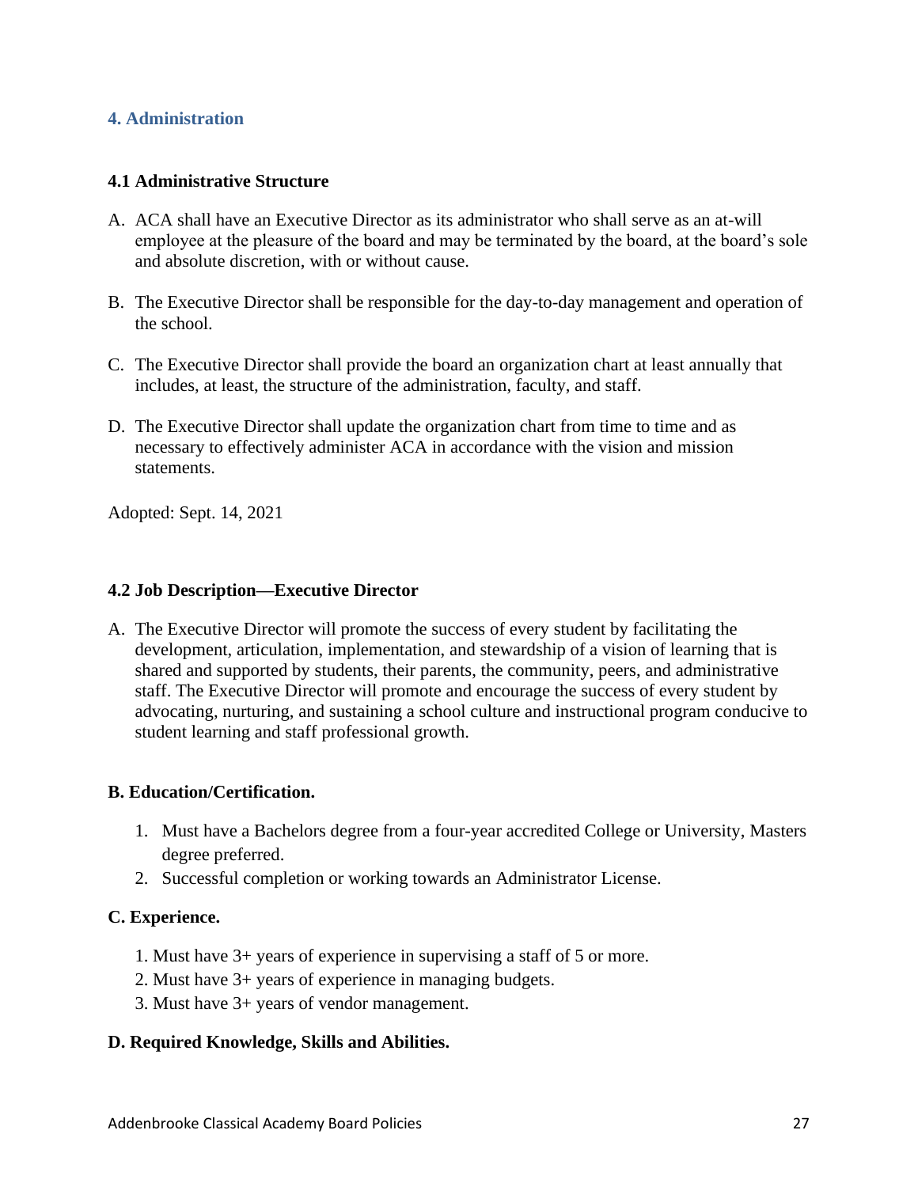## 4. Administration

### 4.1 Administrative Structure

A. ACA shall have an Executive Director as its administrator who shall serve as an at-will employee at the pleasure of the board and may be terminated by the board, at the board's sole and absolute discretion, with or without cause.

B. The Executive Director shall be responsible for the day-to-day management and operation of the school.

C. The Executive Director shall provide the board an organization chart at least annually that includes, at least, the structure of the administration, faculty, and staff.

D. The Executive Director shall update the organization chart from time to time and as necessary to effectively administer ACA in accordance with the vision and mission statements.

Adopted: Sept. 14, 2021

### 4.2 Job Description—Executive Director

A. The Executive Director will promote the success of every student by facilitating the development, articulation, implementation, and stewardship of a vision of learning that is shared and supported by students, their parents, the community, peers, and administrative staff. The Executive Director will promote and encourage the success of every student by advocating, nurturing, and sustaining a school culture and instructional program conducive to student learning and staff professional growth.

**B. Education/Certification.**

1. Must have a Bachelors degree from a four-year accredited College or University, Masters degree preferred.
2. Successful completion or working towards an Administrator License.

**C. Experience.**

1. Must have 3+ years of experience in supervising a staff of 5 or more.
2. Must have 3+ years of experience in managing budgets.
3. Must have 3+ years of vendor management.

**D. Required Knowledge, Skills and Abilities.**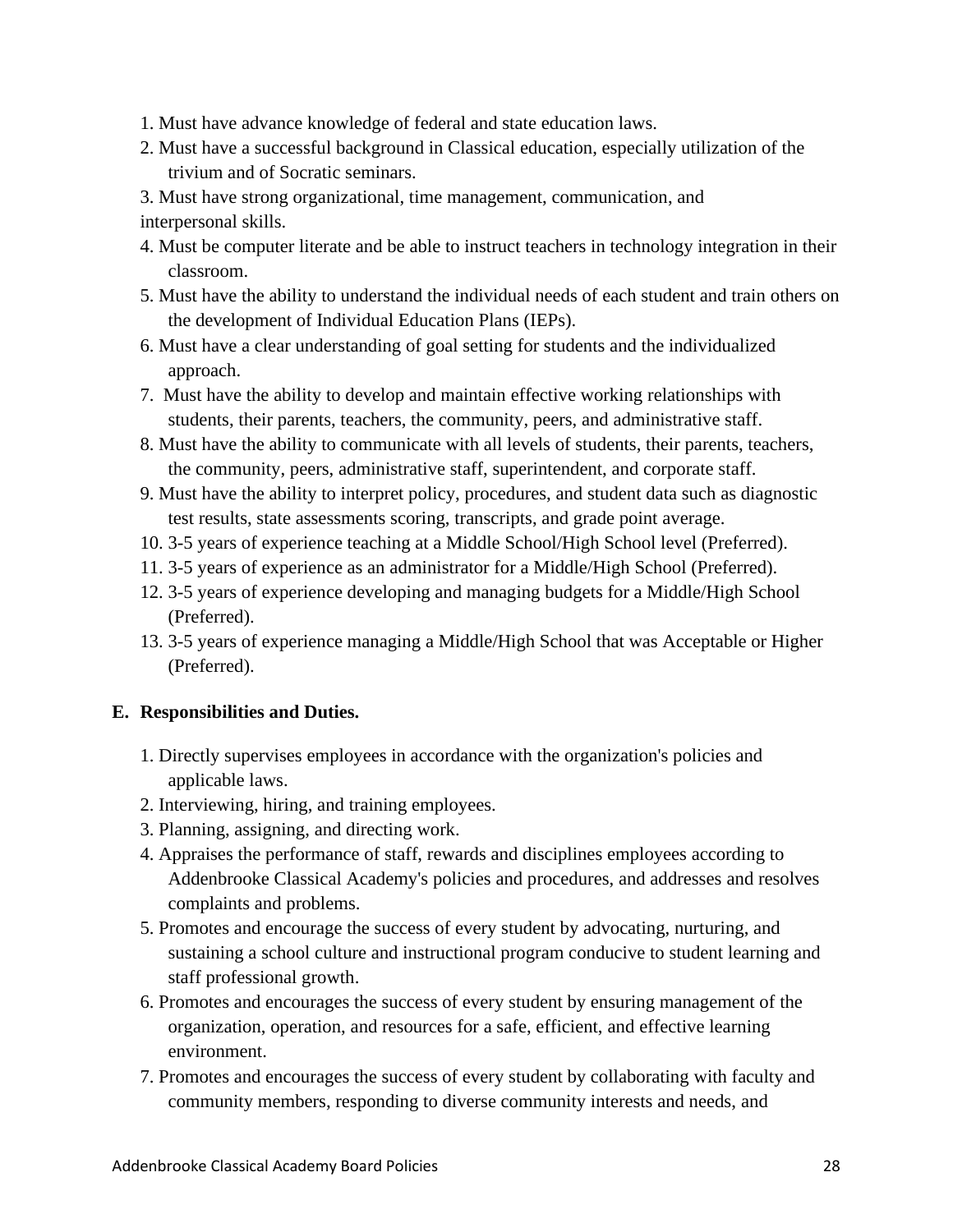1. Must have advance knowledge of federal and state education laws.
2. Must have a successful background in Classical education, especially utilization of the trivium and of Socratic seminars.
3. Must have strong organizational, time management, communication, and interpersonal skills.
4. Must be computer literate and be able to instruct teachers in technology integration in their classroom.
5. Must have the ability to understand the individual needs of each student and train others on the development of Individual Education Plans (IEPs).
6. Must have a clear understanding of goal setting for students and the individualized approach.
7. Must have the ability to develop and maintain effective working relationships with students, their parents, teachers, the community, peers, and administrative staff.
8. Must have the ability to communicate with all levels of students, their parents, teachers, the community, peers, administrative staff, superintendent, and corporate staff.
9. Must have the ability to interpret policy, procedures, and student data such as diagnostic test results, state assessments scoring, transcripts, and grade point average.
10. 3-5 years of experience teaching at a Middle School/High School level (Preferred).
11. 3-5 years of experience as an administrator for a Middle/High School (Preferred).
12. 3-5 years of experience developing and managing budgets for a Middle/High School (Preferred).
13. 3-5 years of experience managing a Middle/High School that was Acceptable or Higher (Preferred).

**E. Responsibilities and Duties.**

1. Directly supervises employees in accordance with the organization's policies and applicable laws.
2. Interviewing, hiring, and training employees.
3. Planning, assigning, and directing work.
4. Appraises the performance of staff, rewards and disciplines employees according to Addenbrooke Classical Academy's policies and procedures, and addresses and resolves complaints and problems.
5. Promotes and encourage the success of every student by advocating, nurturing, and sustaining a school culture and instructional program conducive to student learning and staff professional growth.
6. Promotes and encourages the success of every student by ensuring management of the organization, operation, and resources for a safe, efficient, and effective learning environment.
7. Promotes and encourages the success of every student by collaborating with faculty and community members, responding to diverse community interests and needs, and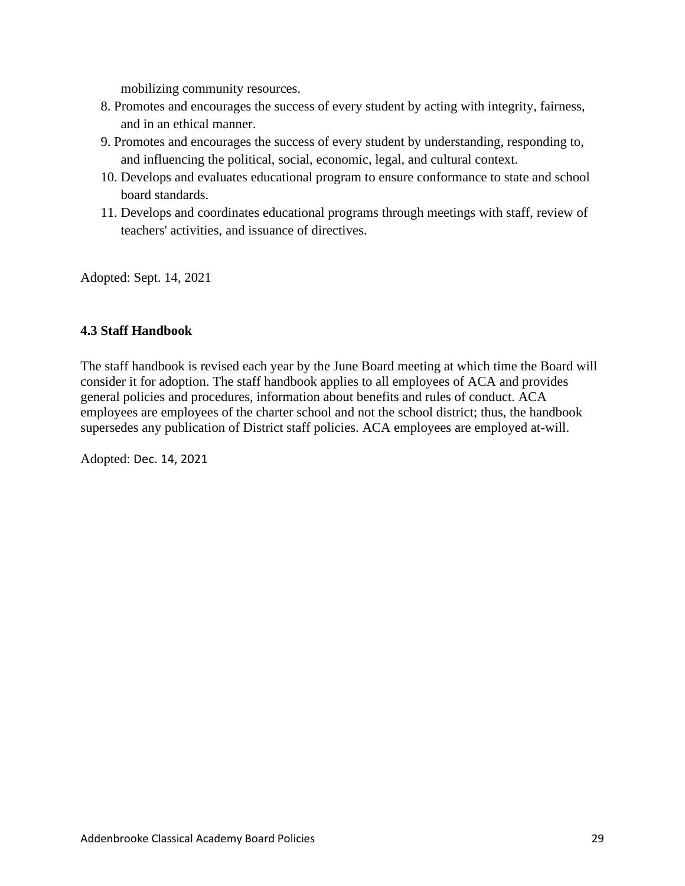mobilizing community resources.

8. Promotes and encourages the success of every student by acting with integrity, fairness, and in an ethical manner.
9. Promotes and encourages the success of every student by understanding, responding to, and influencing the political, social, economic, legal, and cultural context.
10. Develops and evaluates educational program to ensure conformance to state and school board standards.
11. Develops and coordinates educational programs through meetings with staff, review of teachers' activities, and issuance of directives.

Adopted: Sept. 14, 2021

### 4.3 Staff Handbook

The staff handbook is revised each year by the June Board meeting at which time the Board will consider it for adoption. The staff handbook applies to all employees of ACA and provides general policies and procedures, information about benefits and rules of conduct. ACA employees are employees of the charter school and not the school district; thus, the handbook supersedes any publication of District staff policies. ACA employees are employed at-will.

Adopted: Dec. 14, 2021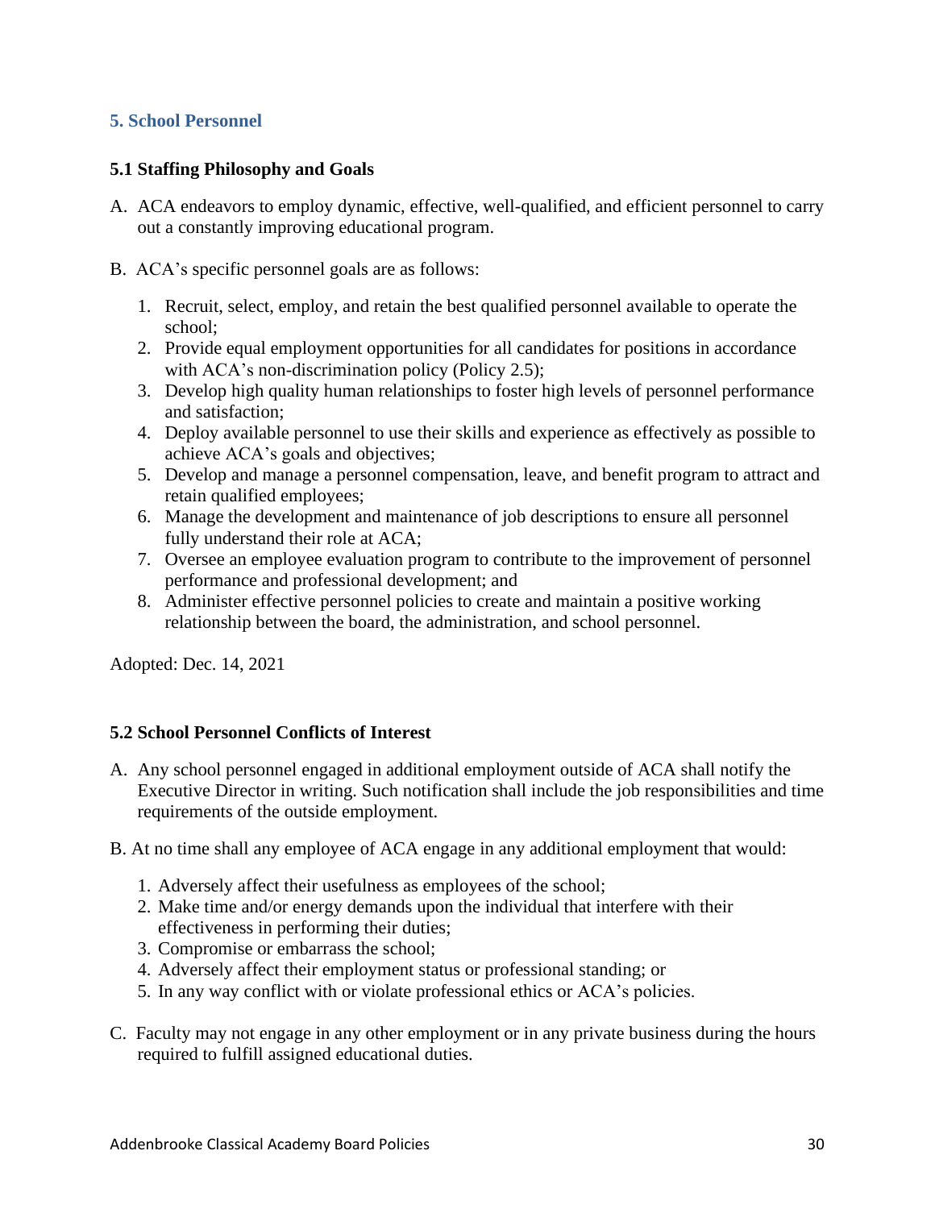## 5. School Personnel

### 5.1 Staffing Philosophy and Goals

A. ACA endeavors to employ dynamic, effective, well-qualified, and efficient personnel to carry out a constantly improving educational program.

B. ACA's specific personnel goals are as follows:

1. Recruit, select, employ, and retain the best qualified personnel available to operate the school;
2. Provide equal employment opportunities for all candidates for positions in accordance with ACA's non-discrimination policy (Policy 2.5);
3. Develop high quality human relationships to foster high levels of personnel performance and satisfaction;
4. Deploy available personnel to use their skills and experience as effectively as possible to achieve ACA's goals and objectives;
5. Develop and manage a personnel compensation, leave, and benefit program to attract and retain qualified employees;
6. Manage the development and maintenance of job descriptions to ensure all personnel fully understand their role at ACA;
7. Oversee an employee evaluation program to contribute to the improvement of personnel performance and professional development; and
8. Administer effective personnel policies to create and maintain a positive working relationship between the board, the administration, and school personnel.

Adopted: Dec. 14, 2021

### 5.2 School Personnel Conflicts of Interest

A. Any school personnel engaged in additional employment outside of ACA shall notify the Executive Director in writing. Such notification shall include the job responsibilities and time requirements of the outside employment.

B. At no time shall any employee of ACA engage in any additional employment that would:

1. Adversely affect their usefulness as employees of the school;
2. Make time and/or energy demands upon the individual that interfere with their effectiveness in performing their duties;
3. Compromise or embarrass the school;
4. Adversely affect their employment status or professional standing; or
5. In any way conflict with or violate professional ethics or ACA's policies.

C. Faculty may not engage in any other employment or in any private business during the hours required to fulfill assigned educational duties.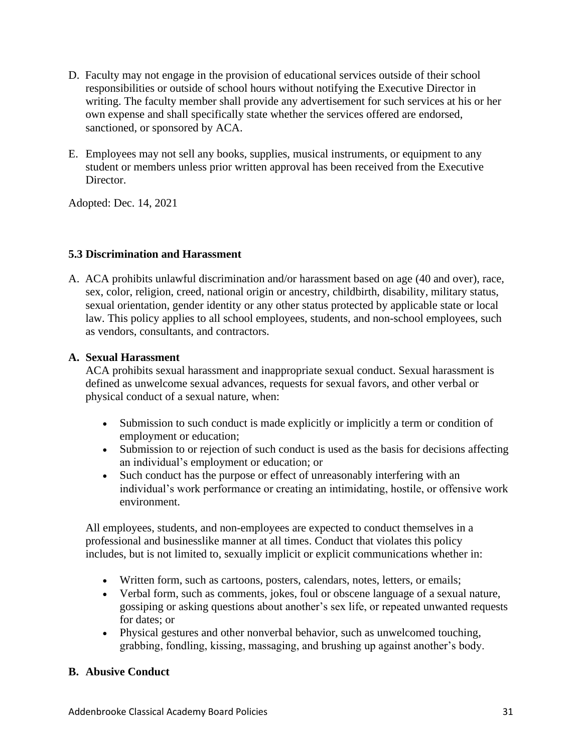D. Faculty may not engage in the provision of educational services outside of their school responsibilities or outside of school hours without notifying the Executive Director in writing. The faculty member shall provide any advertisement for such services at his or her own expense and shall specifically state whether the services offered are endorsed, sanctioned, or sponsored by ACA.

E. Employees may not sell any books, supplies, musical instruments, or equipment to any student or members unless prior written approval has been received from the Executive Director.

Adopted: Dec. 14, 2021

### 5.3 Discrimination and Harassment

A. ACA prohibits unlawful discrimination and/or harassment based on age (40 and over), race, sex, color, religion, creed, national origin or ancestry, childbirth, disability, military status, sexual orientation, gender identity or any other status protected by applicable state or local law. This policy applies to all school employees, students, and non-school employees, such as vendors, consultants, and contractors.

**A. Sexual Harassment**

ACA prohibits sexual harassment and inappropriate sexual conduct. Sexual harassment is defined as unwelcome sexual advances, requests for sexual favors, and other verbal or physical conduct of a sexual nature, when:

- Submission to such conduct is made explicitly or implicitly a term or condition of employment or education;
- Submission to or rejection of such conduct is used as the basis for decisions affecting an individual's employment or education; or
- Such conduct has the purpose or effect of unreasonably interfering with an individual's work performance or creating an intimidating, hostile, or offensive work environment.

All employees, students, and non-employees are expected to conduct themselves in a professional and businesslike manner at all times. Conduct that violates this policy includes, but is not limited to, sexually implicit or explicit communications whether in:

- Written form, such as cartoons, posters, calendars, notes, letters, or emails;
- Verbal form, such as comments, jokes, foul or obscene language of a sexual nature, gossiping or asking questions about another's sex life, or repeated unwanted requests for dates; or
- Physical gestures and other nonverbal behavior, such as unwelcomed touching, grabbing, fondling, kissing, massaging, and brushing up against another's body.

**B. Abusive Conduct**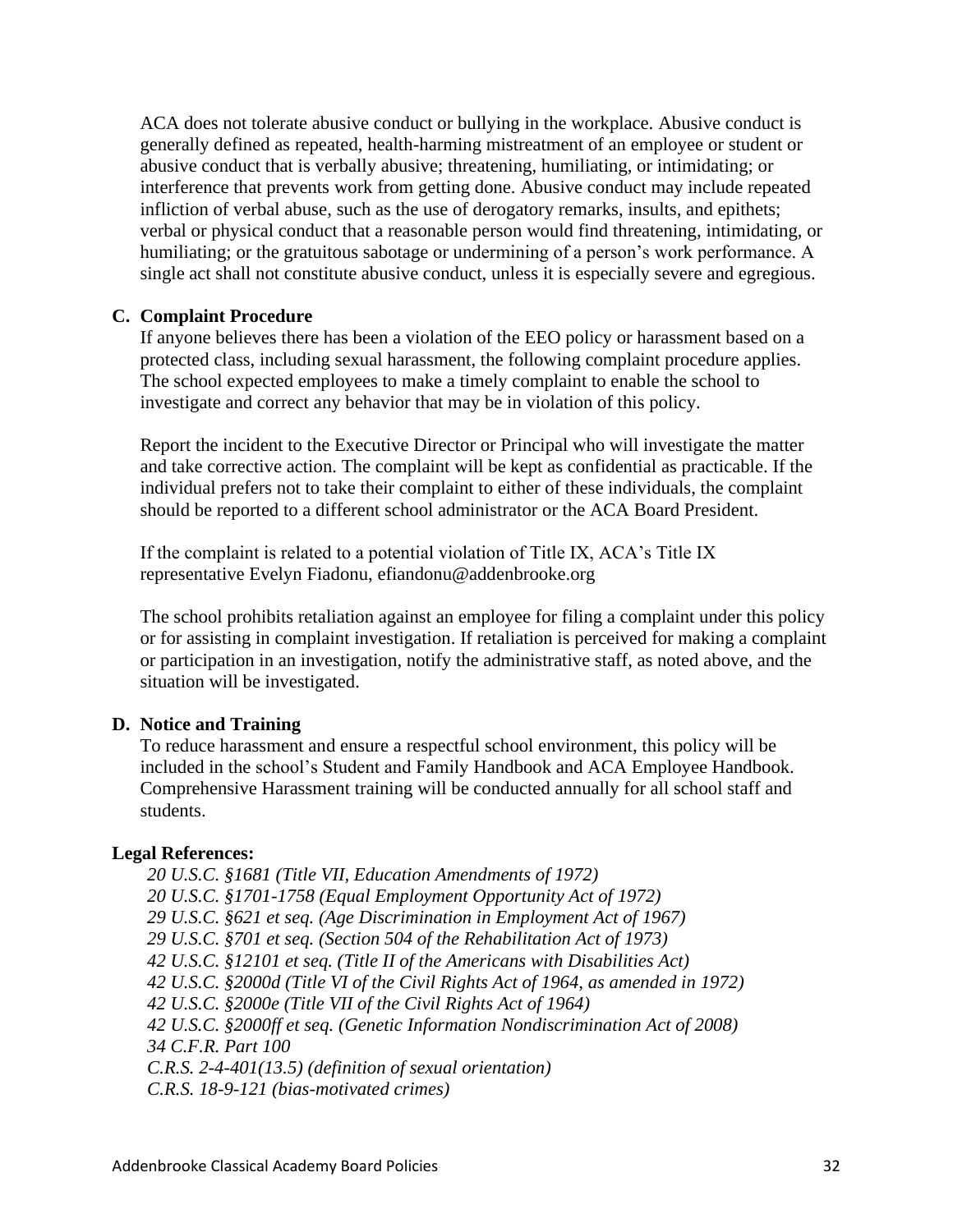ACA does not tolerate abusive conduct or bullying in the workplace. Abusive conduct is generally defined as repeated, health-harming mistreatment of an employee or student or abusive conduct that is verbally abusive; threatening, humiliating, or intimidating; or interference that prevents work from getting done. Abusive conduct may include repeated infliction of verbal abuse, such as the use of derogatory remarks, insults, and epithets; verbal or physical conduct that a reasonable person would find threatening, intimidating, or humiliating; or the gratuitous sabotage or undermining of a person's work performance. A single act shall not constitute abusive conduct, unless it is especially severe and egregious.

### C. Complaint Procedure

If anyone believes there has been a violation of the EEO policy or harassment based on a protected class, including sexual harassment, the following complaint procedure applies. The school expected employees to make a timely complaint to enable the school to investigate and correct any behavior that may be in violation of this policy.

Report the incident to the Executive Director or Principal who will investigate the matter and take corrective action. The complaint will be kept as confidential as practicable. If the individual prefers not to take their complaint to either of these individuals, the complaint should be reported to a different school administrator or the ACA Board President.

If the complaint is related to a potential violation of Title IX, ACA's Title IX representative Evelyn Fiadonu, efiandonu@addenbrooke.org

The school prohibits retaliation against an employee for filing a complaint under this policy or for assisting in complaint investigation. If retaliation is perceived for making a complaint or participation in an investigation, notify the administrative staff, as noted above, and the situation will be investigated.

### D. Notice and Training

To reduce harassment and ensure a respectful school environment, this policy will be included in the school's Student and Family Handbook and ACA Employee Handbook. Comprehensive Harassment training will be conducted annually for all school staff and students.

**Legal References:**

*20 U.S.C. §1681 (Title VII, Education Amendments of 1972)*
*20 U.S.C. §1701-1758 (Equal Employment Opportunity Act of 1972)*
*29 U.S.C. §621 et seq. (Age Discrimination in Employment Act of 1967)*
*29 U.S.C. §701 et seq. (Section 504 of the Rehabilitation Act of 1973)*
*42 U.S.C. §12101 et seq. (Title II of the Americans with Disabilities Act)*
*42 U.S.C. §2000d (Title VI of the Civil Rights Act of 1964, as amended in 1972)*
*42 U.S.C. §2000e (Title VII of the Civil Rights Act of 1964)*
*42 U.S.C. §2000ff et seq. (Genetic Information Nondiscrimination Act of 2008)*
*34 C.F.R. Part 100*
*C.R.S. 2-4-401(13.5) (definition of sexual orientation)*
*C.R.S. 18-9-121 (bias-motivated crimes)*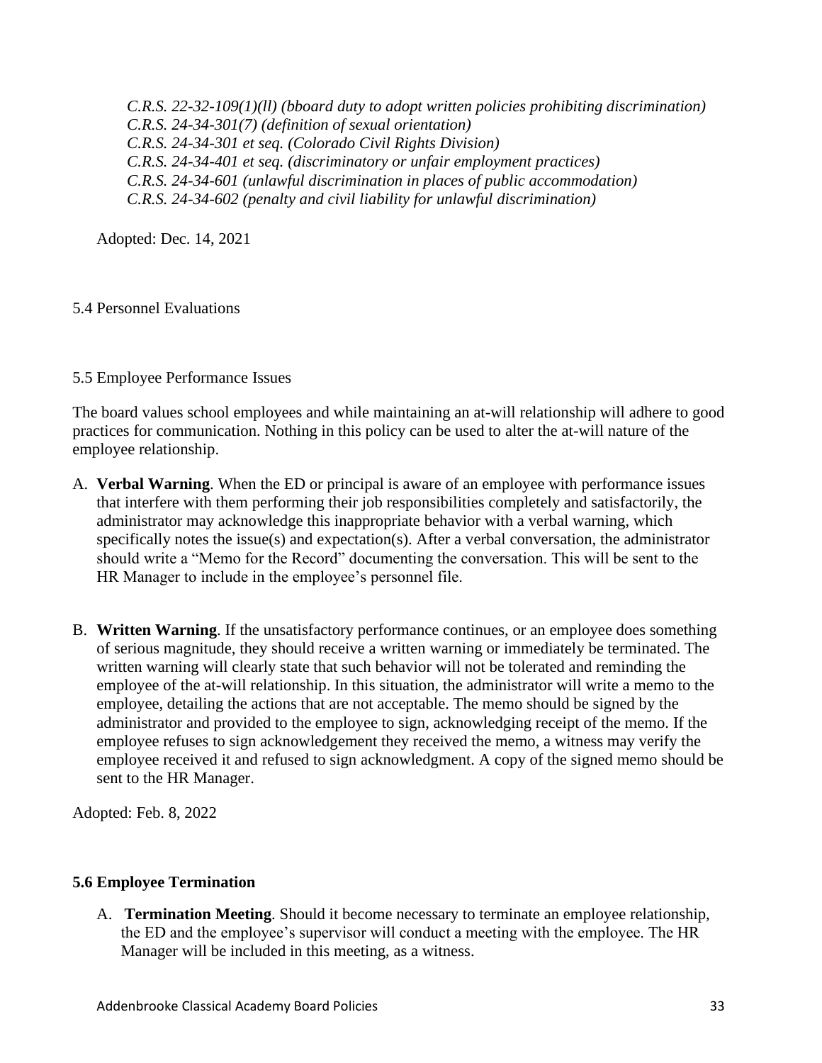*C.R.S. 22-32-109(1)(ll) (bboard duty to adopt written policies prohibiting discrimination)*
*C.R.S. 24-34-301(7) (definition of sexual orientation)*
*C.R.S. 24-34-301 et seq. (Colorado Civil Rights Division)*
*C.R.S. 24-34-401 et seq. (discriminatory or unfair employment practices)*
*C.R.S. 24-34-601 (unlawful discrimination in places of public accommodation)*
*C.R.S. 24-34-602 (penalty and civil liability for unlawful discrimination)*

Adopted: Dec. 14, 2021

5.4 Personnel Evaluations

5.5 Employee Performance Issues

The board values school employees and while maintaining an at-will relationship will adhere to good practices for communication. Nothing in this policy can be used to alter the at-will nature of the employee relationship.

A. **Verbal Warning**. When the ED or principal is aware of an employee with performance issues that interfere with them performing their job responsibilities completely and satisfactorily, the administrator may acknowledge this inappropriate behavior with a verbal warning, which specifically notes the issue(s) and expectation(s). After a verbal conversation, the administrator should write a "Memo for the Record" documenting the conversation. This will be sent to the HR Manager to include in the employee's personnel file.

B. **Written Warning**. If the unsatisfactory performance continues, or an employee does something of serious magnitude, they should receive a written warning or immediately be terminated. The written warning will clearly state that such behavior will not be tolerated and reminding the employee of the at-will relationship. In this situation, the administrator will write a memo to the employee, detailing the actions that are not acceptable. The memo should be signed by the administrator and provided to the employee to sign, acknowledging receipt of the memo. If the employee refuses to sign acknowledgement they received the memo, a witness may verify the employee received it and refused to sign acknowledgment. A copy of the signed memo should be sent to the HR Manager.

Adopted: Feb. 8, 2022

**5.6 Employee Termination**

A. **Termination Meeting**. Should it become necessary to terminate an employee relationship, the ED and the employee's supervisor will conduct a meeting with the employee. The HR Manager will be included in this meeting, as a witness.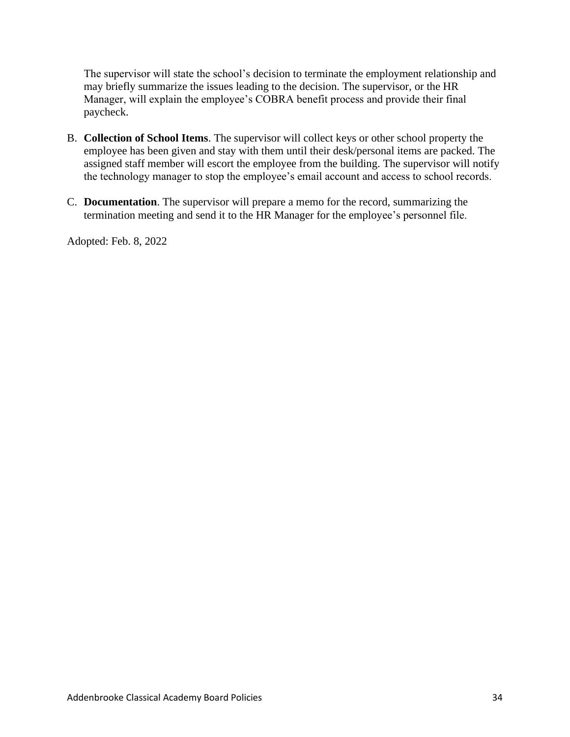The supervisor will state the school's decision to terminate the employment relationship and may briefly summarize the issues leading to the decision. The supervisor, or the HR Manager, will explain the employee's COBRA benefit process and provide their final paycheck.

B. **Collection of School Items**. The supervisor will collect keys or other school property the employee has been given and stay with them until their desk/personal items are packed. The assigned staff member will escort the employee from the building. The supervisor will notify the technology manager to stop the employee's email account and access to school records.

C. **Documentation**. The supervisor will prepare a memo for the record, summarizing the termination meeting and send it to the HR Manager for the employee's personnel file.

Adopted: Feb. 8, 2022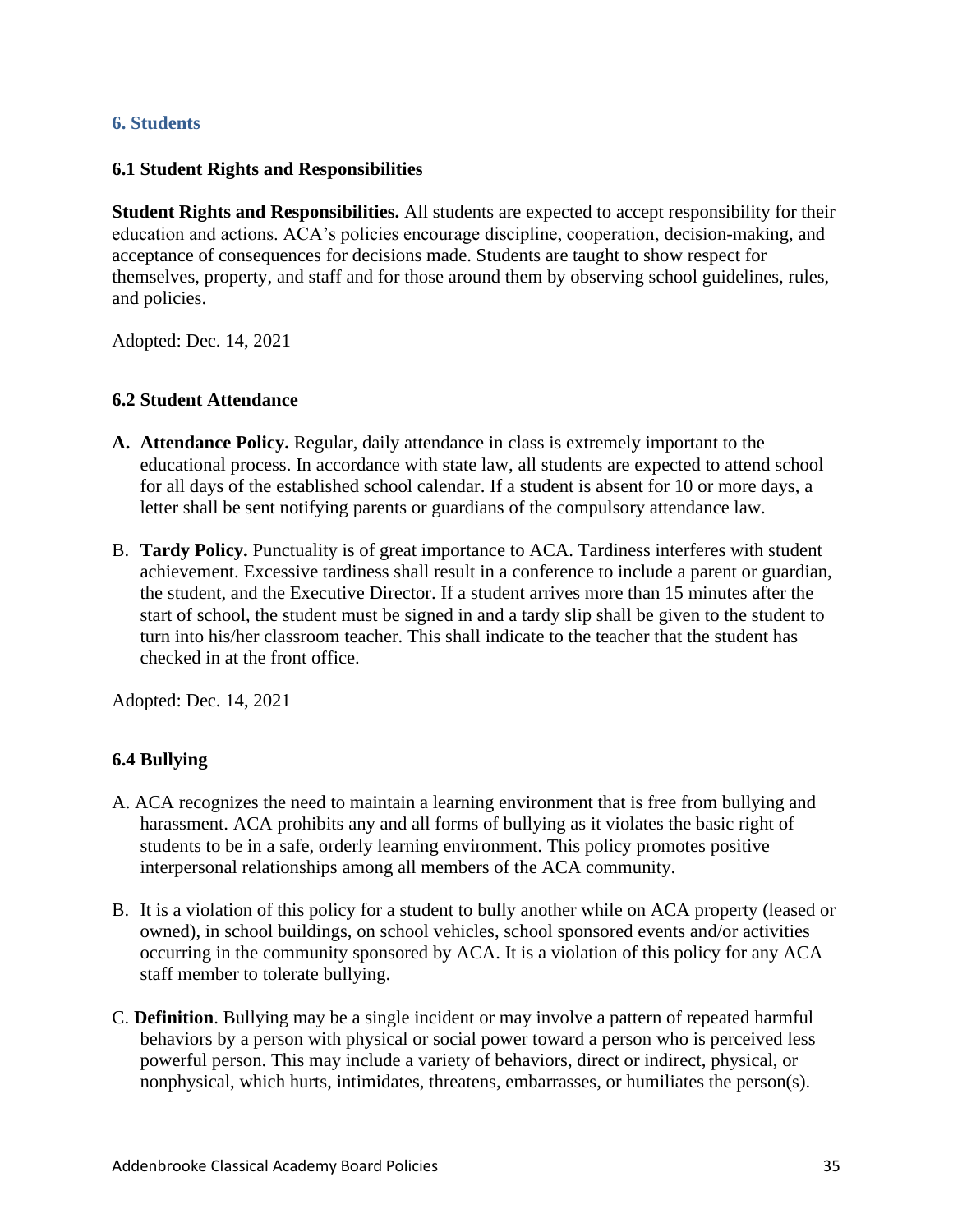## 6. Students

### 6.1 Student Rights and Responsibilities

**Student Rights and Responsibilities.** All students are expected to accept responsibility for their education and actions. ACA's policies encourage discipline, cooperation, decision-making, and acceptance of consequences for decisions made. Students are taught to show respect for themselves, property, and staff and for those around them by observing school guidelines, rules, and policies.

Adopted: Dec. 14, 2021

### 6.2 Student Attendance

A. **Attendance Policy.** Regular, daily attendance in class is extremely important to the educational process. In accordance with state law, all students are expected to attend school for all days of the established school calendar. If a student is absent for 10 or more days, a letter shall be sent notifying parents or guardians of the compulsory attendance law.

B. **Tardy Policy.** Punctuality is of great importance to ACA. Tardiness interferes with student achievement. Excessive tardiness shall result in a conference to include a parent or guardian, the student, and the Executive Director. If a student arrives more than 15 minutes after the start of school, the student must be signed in and a tardy slip shall be given to the student to turn into his/her classroom teacher. This shall indicate to the teacher that the student has checked in at the front office.

Adopted: Dec. 14, 2021

### 6.4 Bullying

A. ACA recognizes the need to maintain a learning environment that is free from bullying and harassment. ACA prohibits any and all forms of bullying as it violates the basic right of students to be in a safe, orderly learning environment. This policy promotes positive interpersonal relationships among all members of the ACA community.

B. It is a violation of this policy for a student to bully another while on ACA property (leased or owned), in school buildings, on school vehicles, school sponsored events and/or activities occurring in the community sponsored by ACA. It is a violation of this policy for any ACA staff member to tolerate bullying.

C. **Definition**. Bullying may be a single incident or may involve a pattern of repeated harmful behaviors by a person with physical or social power toward a person who is perceived less powerful person. This may include a variety of behaviors, direct or indirect, physical, or nonphysical, which hurts, intimidates, threatens, embarrasses, or humiliates the person(s).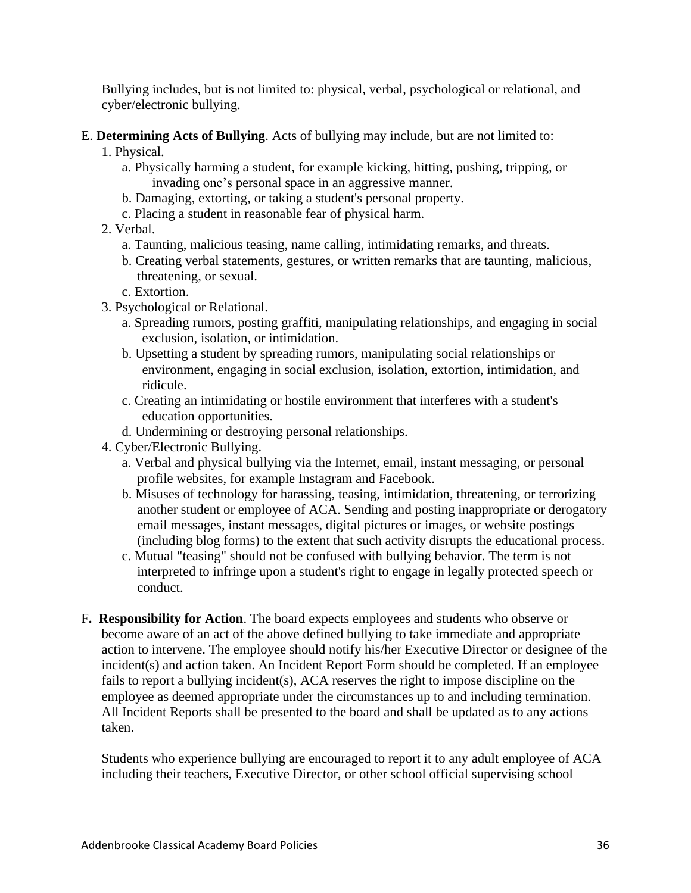Bullying includes, but is not limited to: physical, verbal, psychological or relational, and cyber/electronic bullying.

E. **Determining Acts of Bullying**. Acts of bullying may include, but are not limited to:

1. Physical.
   a. Physically harming a student, for example kicking, hitting, pushing, tripping, or invading one's personal space in an aggressive manner.
   b. Damaging, extorting, or taking a student's personal property.
   c. Placing a student in reasonable fear of physical harm.
2. Verbal.
   a. Taunting, malicious teasing, name calling, intimidating remarks, and threats.
   b. Creating verbal statements, gestures, or written remarks that are taunting, malicious, threatening, or sexual.
   c. Extortion.
3. Psychological or Relational.
   a. Spreading rumors, posting graffiti, manipulating relationships, and engaging in social exclusion, isolation, or intimidation.
   b. Upsetting a student by spreading rumors, manipulating social relationships or environment, engaging in social exclusion, isolation, extortion, intimidation, and ridicule.
   c. Creating an intimidating or hostile environment that interferes with a student's education opportunities.
   d. Undermining or destroying personal relationships.
4. Cyber/Electronic Bullying.
   a. Verbal and physical bullying via the Internet, email, instant messaging, or personal profile websites, for example Instagram and Facebook.
   b. Misuses of technology for harassing, teasing, intimidation, threatening, or terrorizing another student or employee of ACA. Sending and posting inappropriate or derogatory email messages, instant messages, digital pictures or images, or website postings (including blog forms) to the extent that such activity disrupts the educational process.
   c. Mutual "teasing" should not be confused with bullying behavior. The term is not interpreted to infringe upon a student's right to engage in legally protected speech or conduct.

F. **Responsibility for Action**. The board expects employees and students who observe or become aware of an act of the above defined bullying to take immediate and appropriate action to intervene. The employee should notify his/her Executive Director or designee of the incident(s) and action taken. An Incident Report Form should be completed. If an employee fails to report a bullying incident(s), ACA reserves the right to impose discipline on the employee as deemed appropriate under the circumstances up to and including termination. All Incident Reports shall be presented to the board and shall be updated as to any actions taken.

Students who experience bullying are encouraged to report it to any adult employee of ACA including their teachers, Executive Director, or other school official supervising school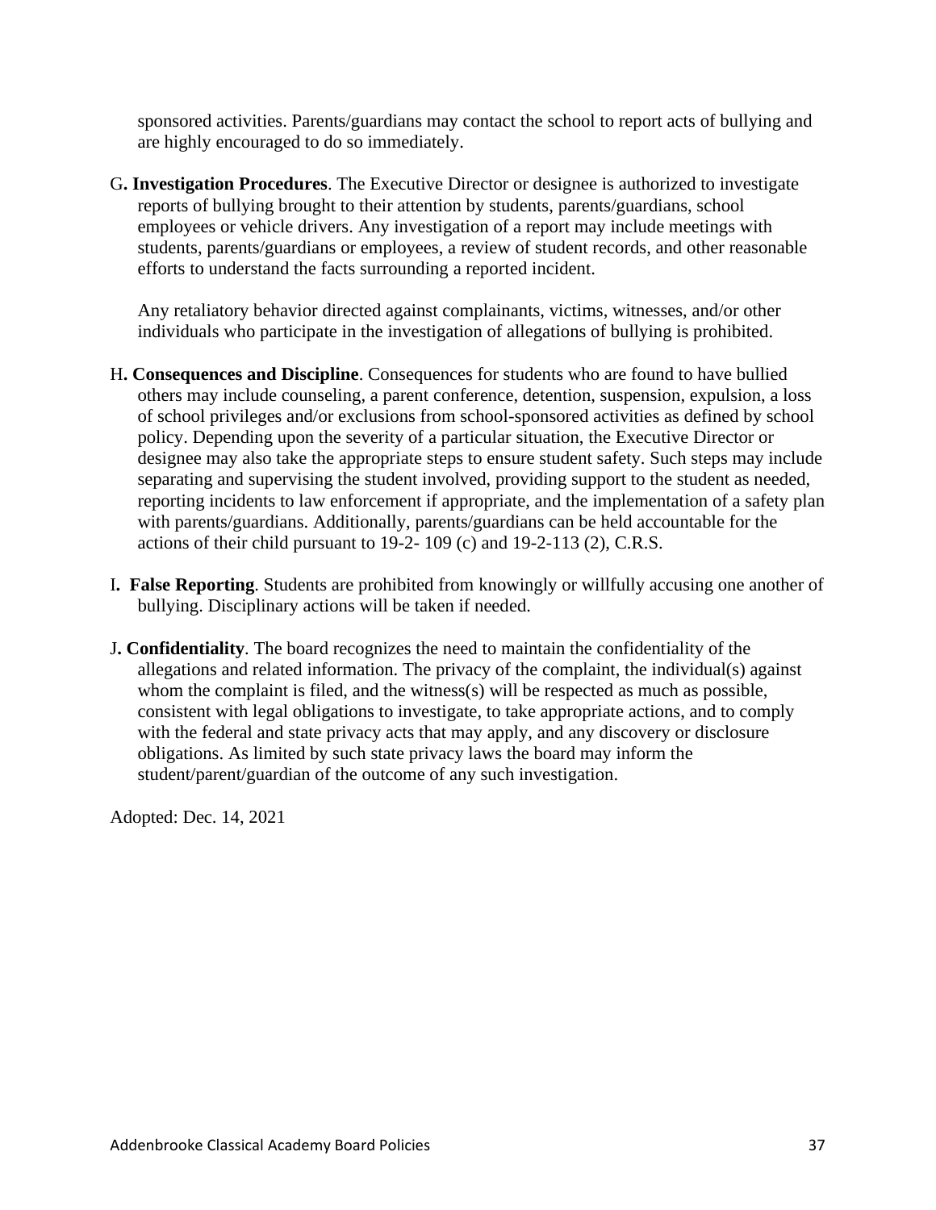sponsored activities. Parents/guardians may contact the school to report acts of bullying and are highly encouraged to do so immediately.

G**. Investigation Procedures**. The Executive Director or designee is authorized to investigate reports of bullying brought to their attention by students, parents/guardians, school employees or vehicle drivers. Any investigation of a report may include meetings with students, parents/guardians or employees, a review of student records, and other reasonable efforts to understand the facts surrounding a reported incident.

Any retaliatory behavior directed against complainants, victims, witnesses, and/or other individuals who participate in the investigation of allegations of bullying is prohibited.

H**. Consequences and Discipline**. Consequences for students who are found to have bullied others may include counseling, a parent conference, detention, suspension, expulsion, a loss of school privileges and/or exclusions from school-sponsored activities as defined by school policy. Depending upon the severity of a particular situation, the Executive Director or designee may also take the appropriate steps to ensure student safety. Such steps may include separating and supervising the student involved, providing support to the student as needed, reporting incidents to law enforcement if appropriate, and the implementation of a safety plan with parents/guardians. Additionally, parents/guardians can be held accountable for the actions of their child pursuant to 19-2- 109 (c) and 19-2-113 (2), C.R.S.

I**. False Reporting**. Students are prohibited from knowingly or willfully accusing one another of bullying. Disciplinary actions will be taken if needed.

J**. Confidentiality**. The board recognizes the need to maintain the confidentiality of the allegations and related information. The privacy of the complaint, the individual(s) against whom the complaint is filed, and the witness(s) will be respected as much as possible, consistent with legal obligations to investigate, to take appropriate actions, and to comply with the federal and state privacy acts that may apply, and any discovery or disclosure obligations. As limited by such state privacy laws the board may inform the student/parent/guardian of the outcome of any such investigation.

Adopted: Dec. 14, 2021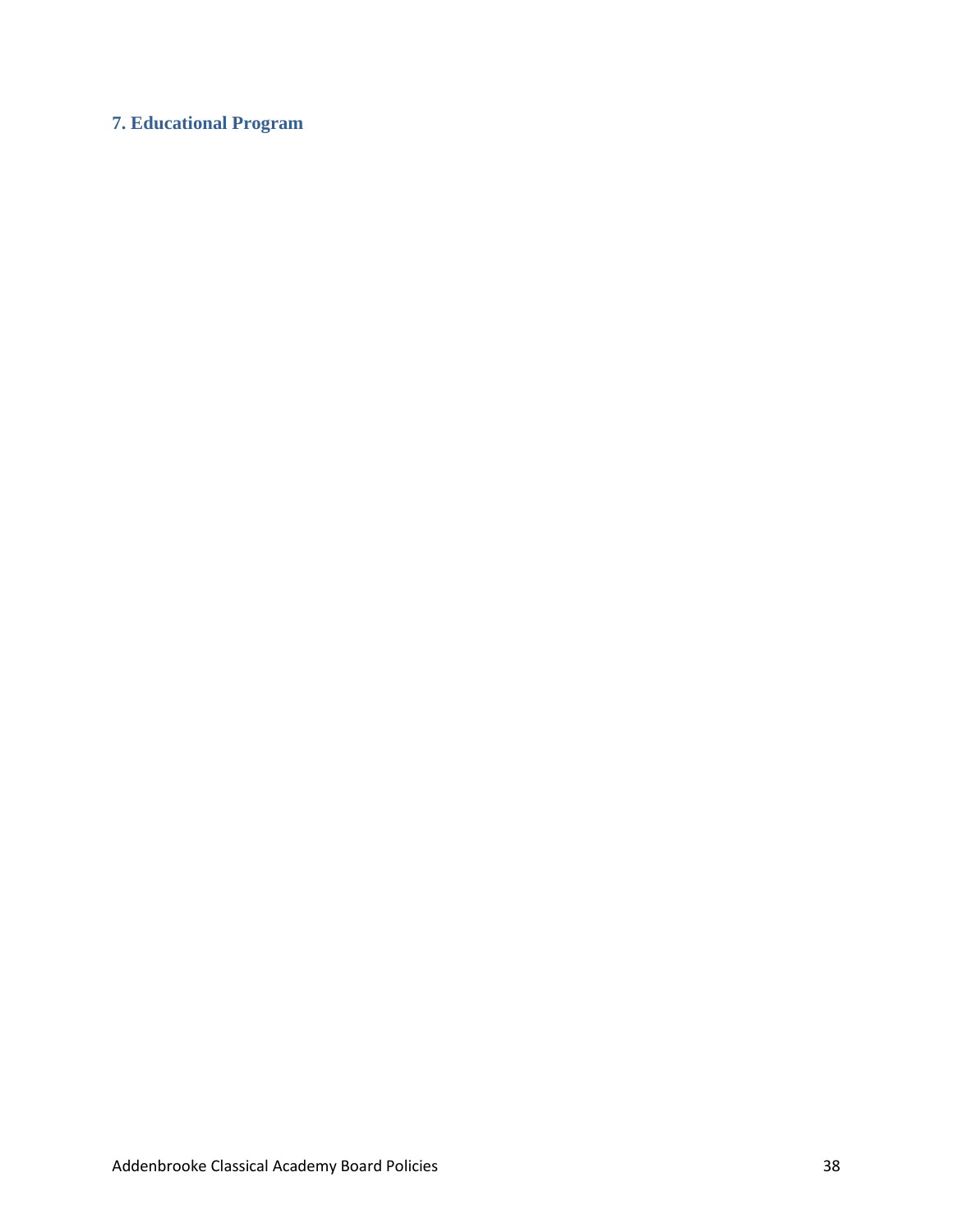## 7. Educational Program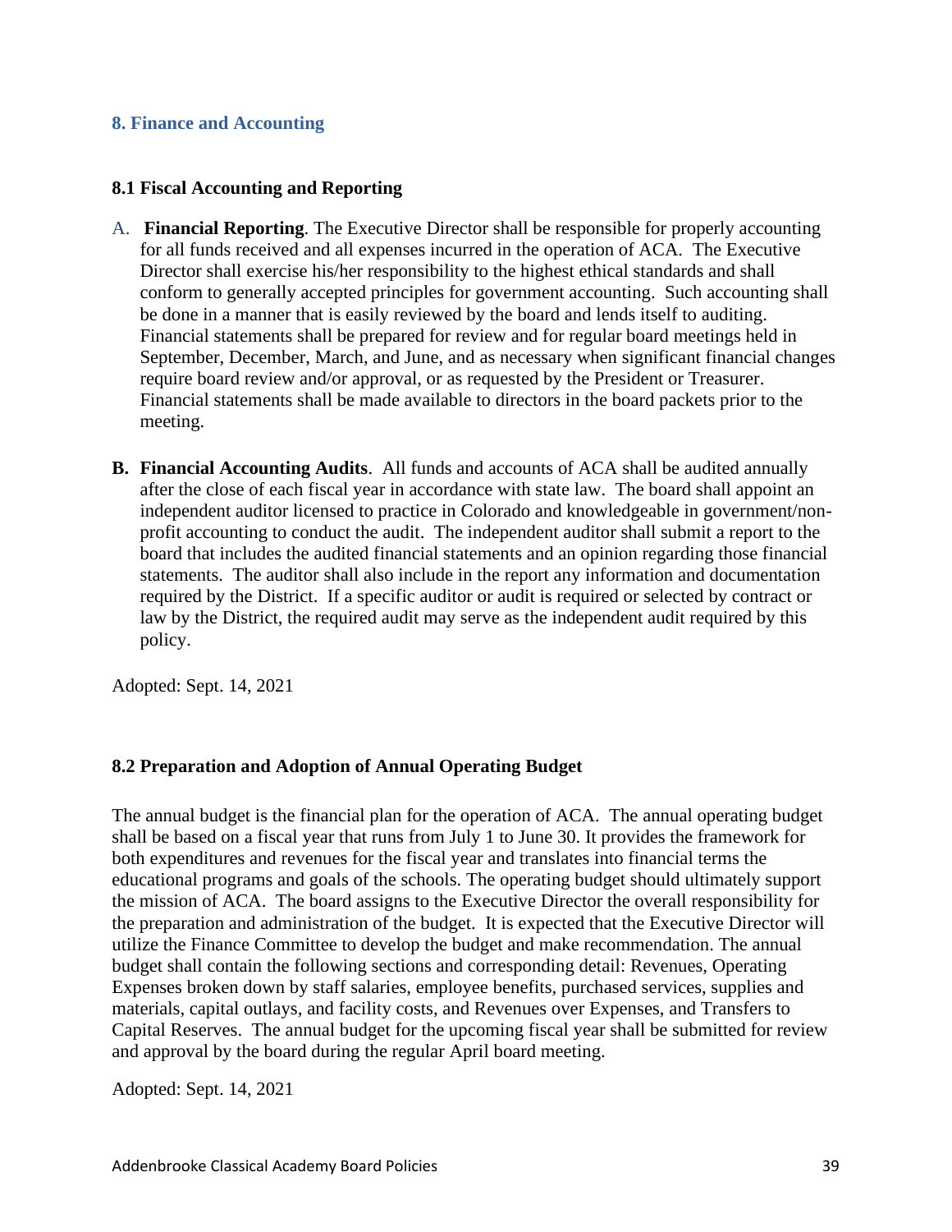## 8. Finance and Accounting

### 8.1 Fiscal Accounting and Reporting

A. **Financial Reporting**. The Executive Director shall be responsible for properly accounting for all funds received and all expenses incurred in the operation of ACA. The Executive Director shall exercise his/her responsibility to the highest ethical standards and shall conform to generally accepted principles for government accounting. Such accounting shall be done in a manner that is easily reviewed by the board and lends itself to auditing. Financial statements shall be prepared for review and for regular board meetings held in September, December, March, and June, and as necessary when significant financial changes require board review and/or approval, or as requested by the President or Treasurer. Financial statements shall be made available to directors in the board packets prior to the meeting.

**B. Financial Accounting Audits**. All funds and accounts of ACA shall be audited annually after the close of each fiscal year in accordance with state law. The board shall appoint an independent auditor licensed to practice in Colorado and knowledgeable in government/non-profit accounting to conduct the audit. The independent auditor shall submit a report to the board that includes the audited financial statements and an opinion regarding those financial statements. The auditor shall also include in the report any information and documentation required by the District. If a specific auditor or audit is required or selected by contract or law by the District, the required audit may serve as the independent audit required by this policy.

Adopted: Sept. 14, 2021

### 8.2 Preparation and Adoption of Annual Operating Budget

The annual budget is the financial plan for the operation of ACA. The annual operating budget shall be based on a fiscal year that runs from July 1 to June 30. It provides the framework for both expenditures and revenues for the fiscal year and translates into financial terms the educational programs and goals of the schools. The operating budget should ultimately support the mission of ACA. The board assigns to the Executive Director the overall responsibility for the preparation and administration of the budget. It is expected that the Executive Director will utilize the Finance Committee to develop the budget and make recommendation. The annual budget shall contain the following sections and corresponding detail: Revenues, Operating Expenses broken down by staff salaries, employee benefits, purchased services, supplies and materials, capital outlays, and facility costs, and Revenues over Expenses, and Transfers to Capital Reserves. The annual budget for the upcoming fiscal year shall be submitted for review and approval by the board during the regular April board meeting.

Adopted: Sept. 14, 2021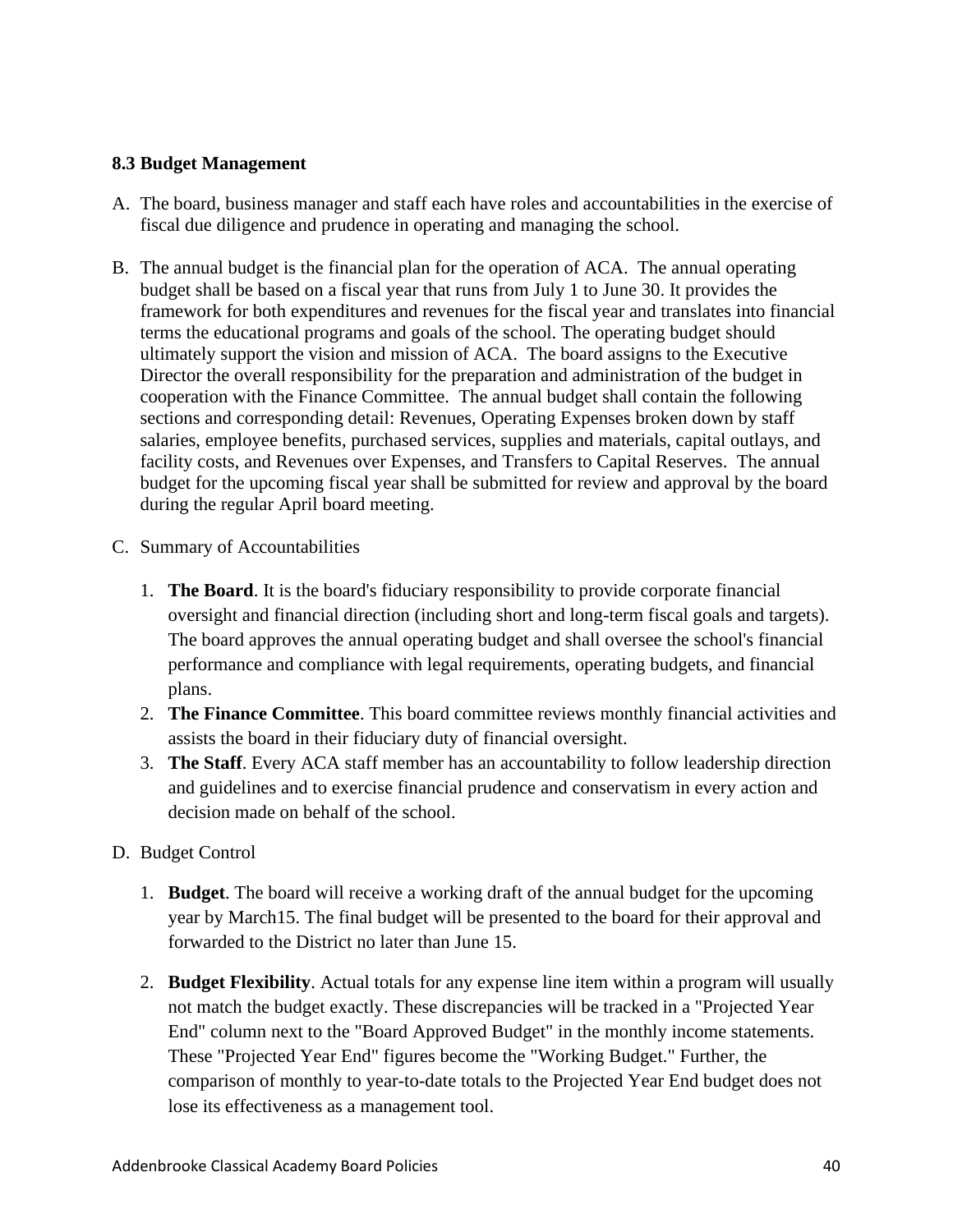**8.3 Budget Management**

A. The board, business manager and staff each have roles and accountabilities in the exercise of fiscal due diligence and prudence in operating and managing the school.

B. The annual budget is the financial plan for the operation of ACA. The annual operating budget shall be based on a fiscal year that runs from July 1 to June 30. It provides the framework for both expenditures and revenues for the fiscal year and translates into financial terms the educational programs and goals of the school. The operating budget should ultimately support the vision and mission of ACA. The board assigns to the Executive Director the overall responsibility for the preparation and administration of the budget in cooperation with the Finance Committee. The annual budget shall contain the following sections and corresponding detail: Revenues, Operating Expenses broken down by staff salaries, employee benefits, purchased services, supplies and materials, capital outlays, and facility costs, and Revenues over Expenses, and Transfers to Capital Reserves. The annual budget for the upcoming fiscal year shall be submitted for review and approval by the board during the regular April board meeting.

C. Summary of Accountabilities

   1. **The Board**. It is the board's fiduciary responsibility to provide corporate financial oversight and financial direction (including short and long-term fiscal goals and targets). The board approves the annual operating budget and shall oversee the school's financial performance and compliance with legal requirements, operating budgets, and financial plans.
   2. **The Finance Committee**. This board committee reviews monthly financial activities and assists the board in their fiduciary duty of financial oversight.
   3. **The Staff**. Every ACA staff member has an accountability to follow leadership direction and guidelines and to exercise financial prudence and conservatism in every action and decision made on behalf of the school.

D. Budget Control

   1. **Budget**. The board will receive a working draft of the annual budget for the upcoming year by March15. The final budget will be presented to the board for their approval and forwarded to the District no later than June 15.

   2. **Budget Flexibility**. Actual totals for any expense line item within a program will usually not match the budget exactly. These discrepancies will be tracked in a "Projected Year End" column next to the "Board Approved Budget" in the monthly income statements. These "Projected Year End" figures become the "Working Budget." Further, the comparison of monthly to year-to-date totals to the Projected Year End budget does not lose its effectiveness as a management tool.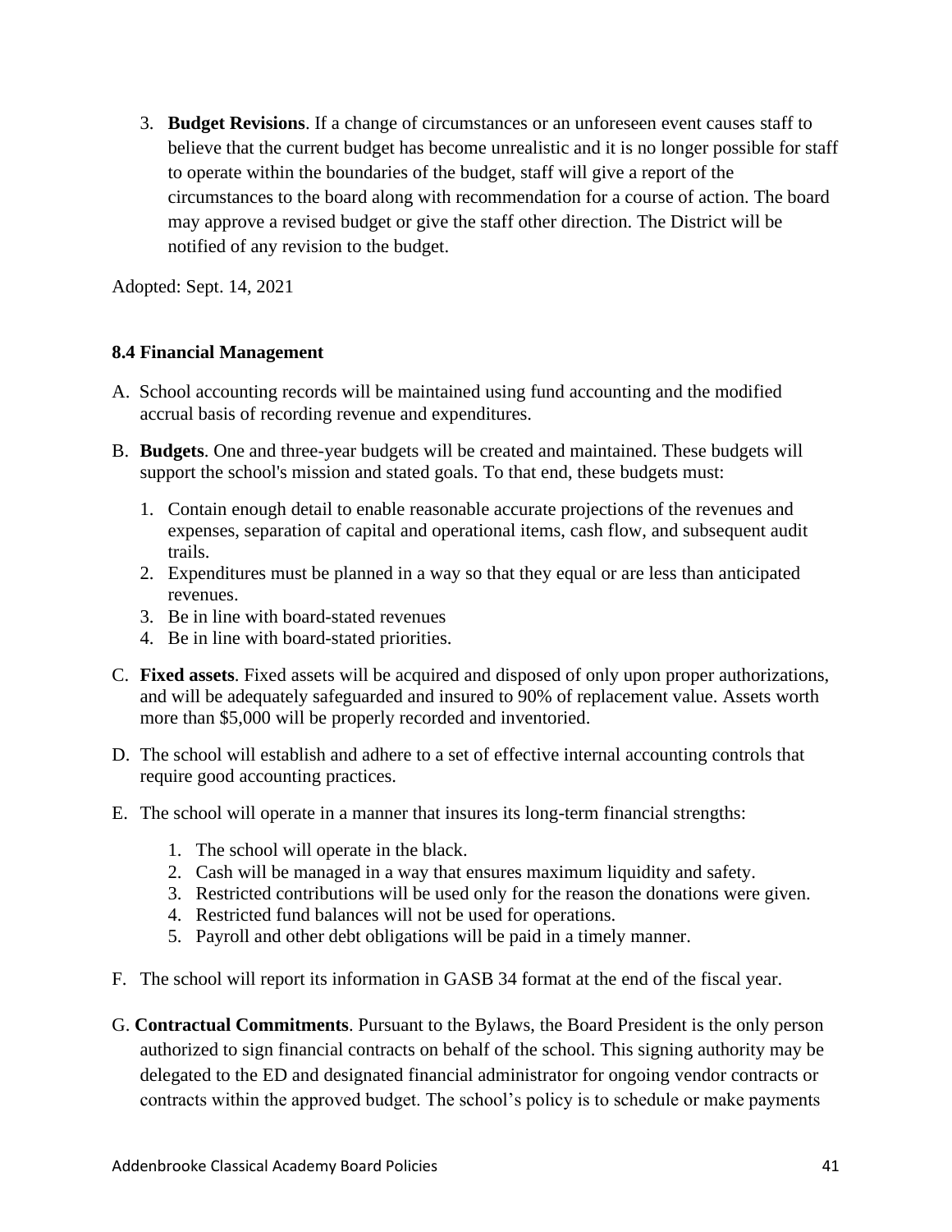3. **Budget Revisions**. If a change of circumstances or an unforeseen event causes staff to believe that the current budget has become unrealistic and it is no longer possible for staff to operate within the boundaries of the budget, staff will give a report of the circumstances to the board along with recommendation for a course of action. The board may approve a revised budget or give the staff other direction. The District will be notified of any revision to the budget.

Adopted: Sept. 14, 2021

### 8.4 Financial Management

A. School accounting records will be maintained using fund accounting and the modified accrual basis of recording revenue and expenditures.

B. **Budgets**. One and three-year budgets will be created and maintained. These budgets will support the school's mission and stated goals. To that end, these budgets must:

   1. Contain enough detail to enable reasonable accurate projections of the revenues and expenses, separation of capital and operational items, cash flow, and subsequent audit trails.
   2. Expenditures must be planned in a way so that they equal or are less than anticipated revenues.
   3. Be in line with board-stated revenues
   4. Be in line with board-stated priorities.

C. **Fixed assets**. Fixed assets will be acquired and disposed of only upon proper authorizations, and will be adequately safeguarded and insured to 90% of replacement value. Assets worth more than $5,000 will be properly recorded and inventoried.

D. The school will establish and adhere to a set of effective internal accounting controls that require good accounting practices.

E. The school will operate in a manner that insures its long-term financial strengths:

   1. The school will operate in the black.
   2. Cash will be managed in a way that ensures maximum liquidity and safety.
   3. Restricted contributions will be used only for the reason the donations were given.
   4. Restricted fund balances will not be used for operations.
   5. Payroll and other debt obligations will be paid in a timely manner.

F. The school will report its information in GASB 34 format at the end of the fiscal year.

G. **Contractual Commitments**. Pursuant to the Bylaws, the Board President is the only person authorized to sign financial contracts on behalf of the school. This signing authority may be delegated to the ED and designated financial administrator for ongoing vendor contracts or contracts within the approved budget. The school's policy is to schedule or make payments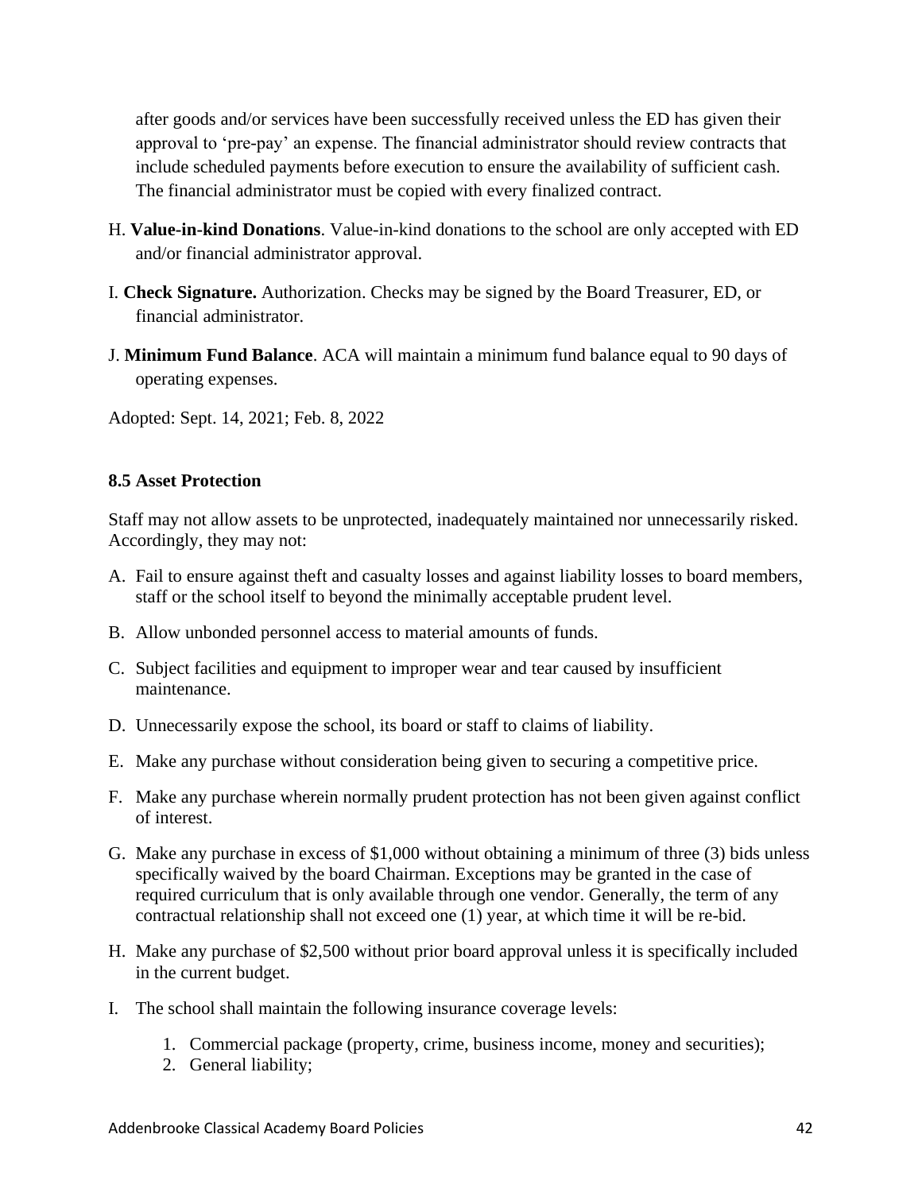after goods and/or services have been successfully received unless the ED has given their approval to 'pre-pay' an expense. The financial administrator should review contracts that include scheduled payments before execution to ensure the availability of sufficient cash. The financial administrator must be copied with every finalized contract.

H. **Value-in-kind Donations**. Value-in-kind donations to the school are only accepted with ED and/or financial administrator approval.

I. **Check Signature.** Authorization. Checks may be signed by the Board Treasurer, ED, or financial administrator.

J. **Minimum Fund Balance**. ACA will maintain a minimum fund balance equal to 90 days of operating expenses.

Adopted: Sept. 14, 2021; Feb. 8, 2022

### 8.5 Asset Protection

Staff may not allow assets to be unprotected, inadequately maintained nor unnecessarily risked. Accordingly, they may not:

A. Fail to ensure against theft and casualty losses and against liability losses to board members, staff or the school itself to beyond the minimally acceptable prudent level.

B. Allow unbonded personnel access to material amounts of funds.

C. Subject facilities and equipment to improper wear and tear caused by insufficient maintenance.

D. Unnecessarily expose the school, its board or staff to claims of liability.

E. Make any purchase without consideration being given to securing a competitive price.

F. Make any purchase wherein normally prudent protection has not been given against conflict of interest.

G. Make any purchase in excess of $1,000 without obtaining a minimum of three (3) bids unless specifically waived by the board Chairman. Exceptions may be granted in the case of required curriculum that is only available through one vendor. Generally, the term of any contractual relationship shall not exceed one (1) year, at which time it will be re-bid.

H. Make any purchase of $2,500 without prior board approval unless it is specifically included in the current budget.

I. The school shall maintain the following insurance coverage levels:

   1. Commercial package (property, crime, business income, money and securities);
   2. General liability;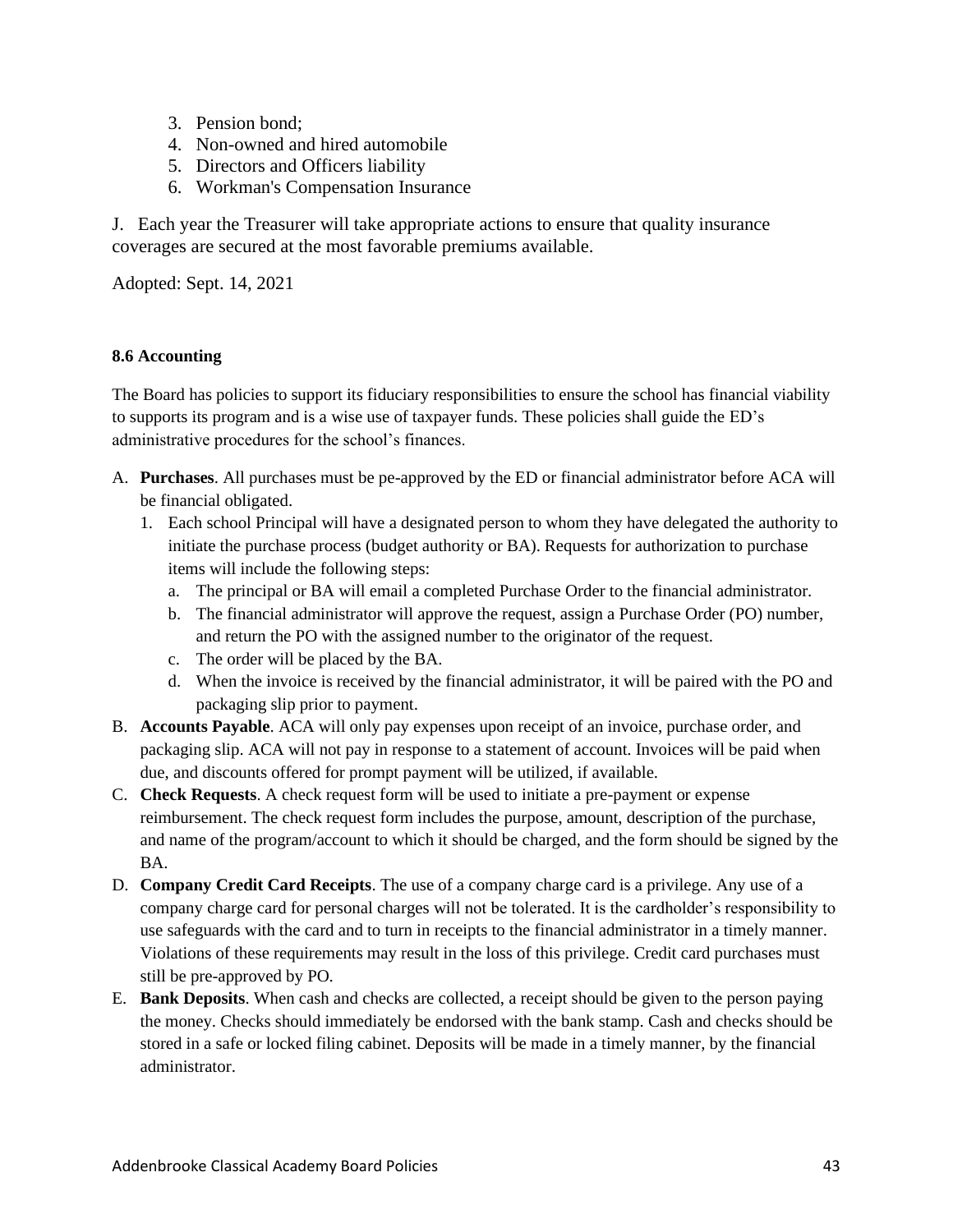3. Pension bond;
4. Non-owned and hired automobile
5. Directors and Officers liability
6. Workman's Compensation Insurance

J. Each year the Treasurer will take appropriate actions to ensure that quality insurance coverages are secured at the most favorable premiums available.

Adopted: Sept. 14, 2021

### 8.6 Accounting

The Board has policies to support its fiduciary responsibilities to ensure the school has financial viability to supports its program and is a wise use of taxpayer funds. These policies shall guide the ED's administrative procedures for the school's finances.

A. **Purchases**. All purchases must be pe-approved by the ED or financial administrator before ACA will be financial obligated.
   1. Each school Principal will have a designated person to whom they have delegated the authority to initiate the purchase process (budget authority or BA). Requests for authorization to purchase items will include the following steps:
      a. The principal or BA will email a completed Purchase Order to the financial administrator.
      b. The financial administrator will approve the request, assign a Purchase Order (PO) number, and return the PO with the assigned number to the originator of the request.
      c. The order will be placed by the BA.
      d. When the invoice is received by the financial administrator, it will be paired with the PO and packaging slip prior to payment.

B. **Accounts Payable**. ACA will only pay expenses upon receipt of an invoice, purchase order, and packaging slip. ACA will not pay in response to a statement of account. Invoices will be paid when due, and discounts offered for prompt payment will be utilized, if available.

C. **Check Requests**. A check request form will be used to initiate a pre-payment or expense reimbursement. The check request form includes the purpose, amount, description of the purchase, and name of the program/account to which it should be charged, and the form should be signed by the BA.

D. **Company Credit Card Receipts**. The use of a company charge card is a privilege. Any use of a company charge card for personal charges will not be tolerated. It is the cardholder's responsibility to use safeguards with the card and to turn in receipts to the financial administrator in a timely manner. Violations of these requirements may result in the loss of this privilege. Credit card purchases must still be pre-approved by PO.

E. **Bank Deposits**. When cash and checks are collected, a receipt should be given to the person paying the money. Checks should immediately be endorsed with the bank stamp. Cash and checks should be stored in a safe or locked filing cabinet. Deposits will be made in a timely manner, by the financial administrator.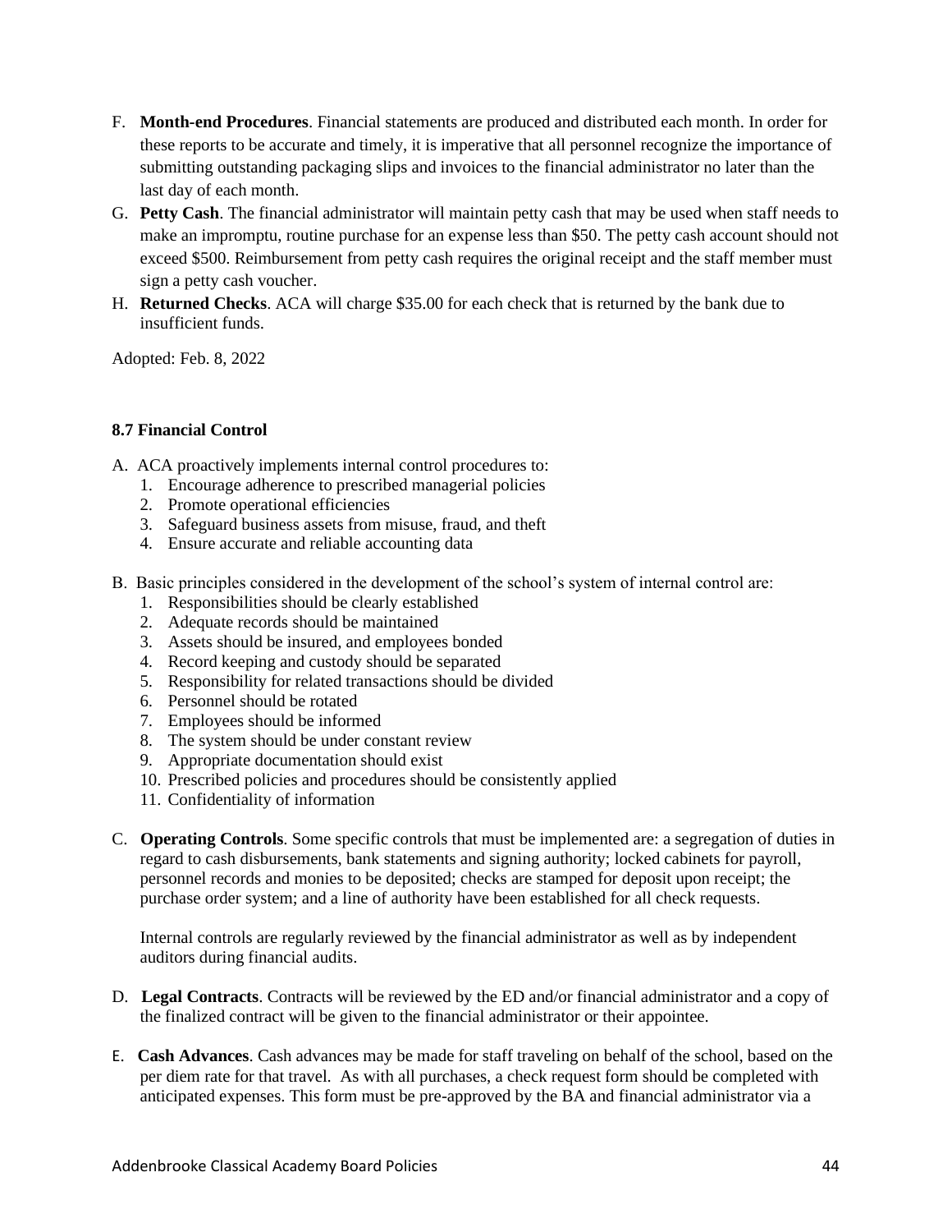F. **Month-end Procedures**. Financial statements are produced and distributed each month. In order for these reports to be accurate and timely, it is imperative that all personnel recognize the importance of submitting outstanding packaging slips and invoices to the financial administrator no later than the last day of each month.

G. **Petty Cash**. The financial administrator will maintain petty cash that may be used when staff needs to make an impromptu, routine purchase for an expense less than $50. The petty cash account should not exceed $500. Reimbursement from petty cash requires the original receipt and the staff member must sign a petty cash voucher.

H. **Returned Checks**. ACA will charge $35.00 for each check that is returned by the bank due to insufficient funds.

Adopted: Feb. 8, 2022

### 8.7 Financial Control

A. ACA proactively implements internal control procedures to:
   1. Encourage adherence to prescribed managerial policies
   2. Promote operational efficiencies
   3. Safeguard business assets from misuse, fraud, and theft
   4. Ensure accurate and reliable accounting data

B. Basic principles considered in the development of the school's system of internal control are:
   1. Responsibilities should be clearly established
   2. Adequate records should be maintained
   3. Assets should be insured, and employees bonded
   4. Record keeping and custody should be separated
   5. Responsibility for related transactions should be divided
   6. Personnel should be rotated
   7. Employees should be informed
   8. The system should be under constant review
   9. Appropriate documentation should exist
   10. Prescribed policies and procedures should be consistently applied
   11. Confidentiality of information

C. **Operating Controls**. Some specific controls that must be implemented are: a segregation of duties in regard to cash disbursements, bank statements and signing authority; locked cabinets for payroll, personnel records and monies to be deposited; checks are stamped for deposit upon receipt; the purchase order system; and a line of authority have been established for all check requests.

   Internal controls are regularly reviewed by the financial administrator as well as by independent auditors during financial audits.

D. **Legal Contracts**. Contracts will be reviewed by the ED and/or financial administrator and a copy of the finalized contract will be given to the financial administrator or their appointee.

E. **Cash Advances**. Cash advances may be made for staff traveling on behalf of the school, based on the per diem rate for that travel. As with all purchases, a check request form should be completed with anticipated expenses. This form must be pre-approved by the BA and financial administrator via a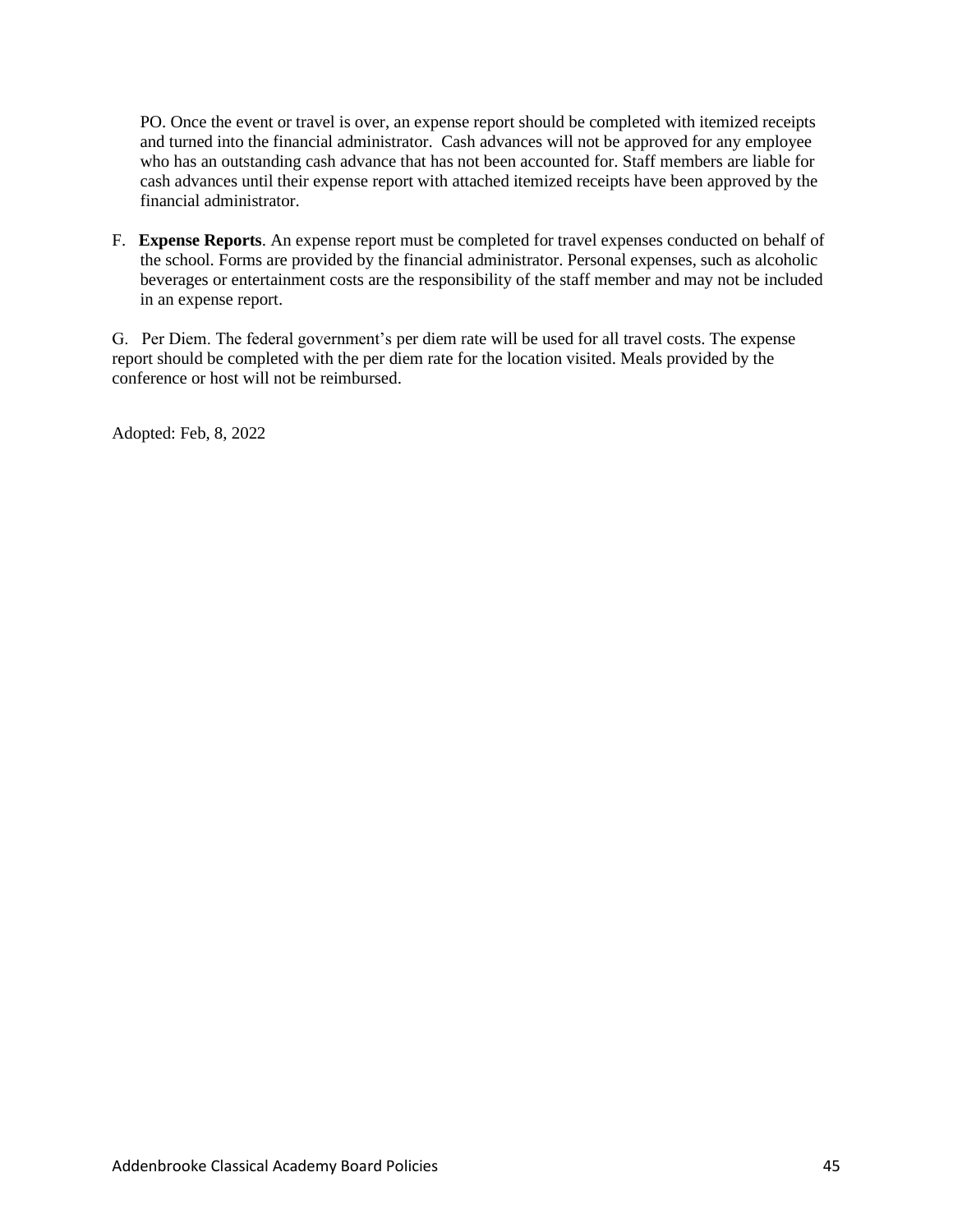PO. Once the event or travel is over, an expense report should be completed with itemized receipts and turned into the financial administrator. Cash advances will not be approved for any employee who has an outstanding cash advance that has not been accounted for. Staff members are liable for cash advances until their expense report with attached itemized receipts have been approved by the financial administrator.

F. **Expense Reports**. An expense report must be completed for travel expenses conducted on behalf of the school. Forms are provided by the financial administrator. Personal expenses, such as alcoholic beverages or entertainment costs are the responsibility of the staff member and may not be included in an expense report.

G. Per Diem. The federal government's per diem rate will be used for all travel costs. The expense report should be completed with the per diem rate for the location visited. Meals provided by the conference or host will not be reimbursed.

Adopted: Feb, 8, 2022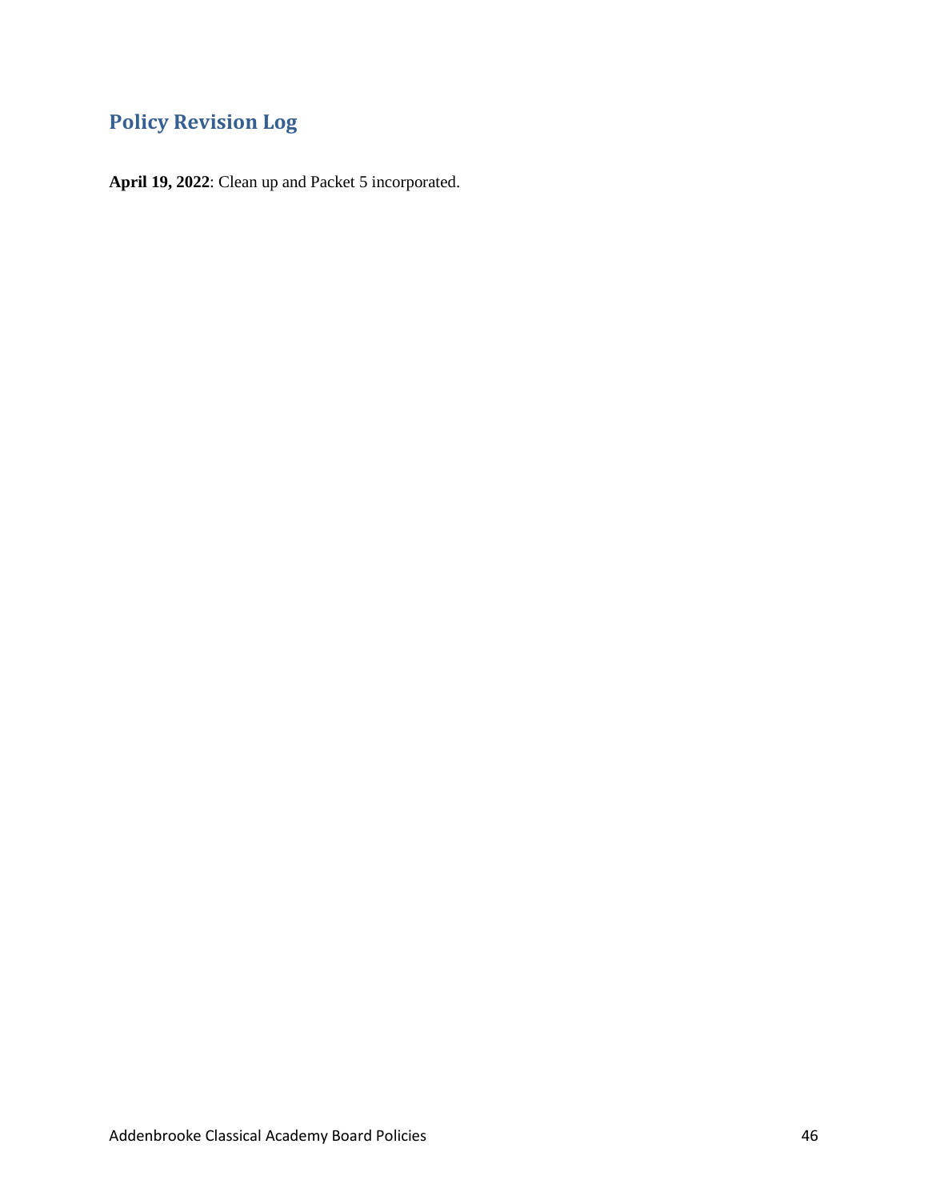## Policy Revision Log

**April 19, 2022**: Clean up and Packet 5 incorporated.